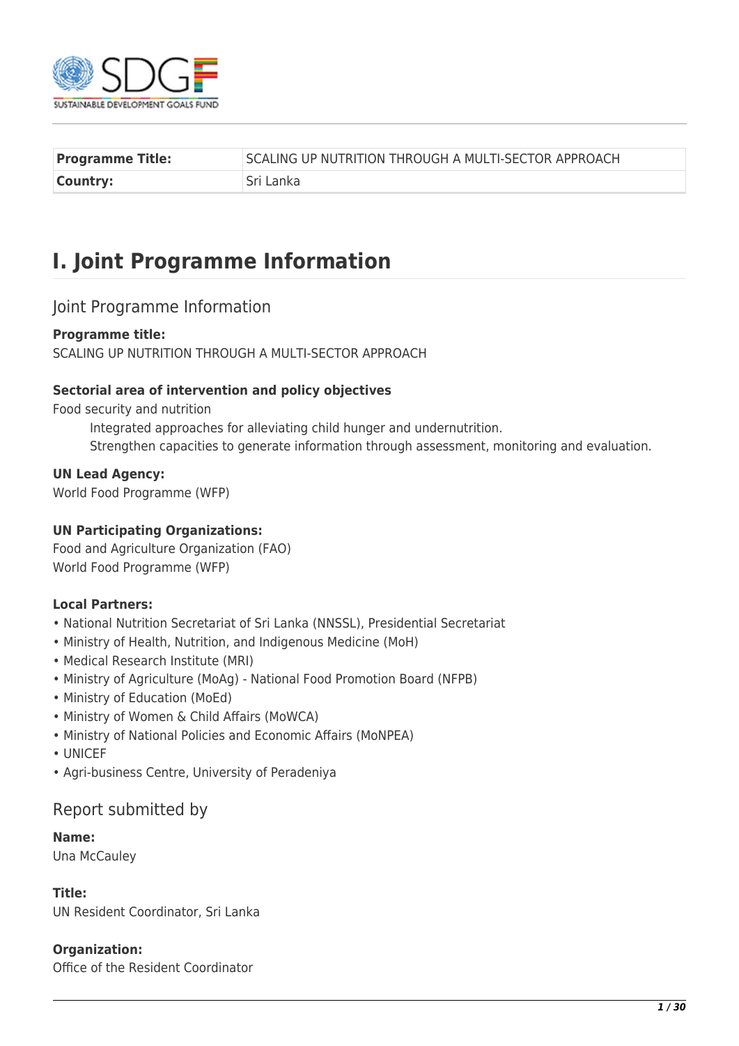| Programme Title: | SCALING UP NUTRITION THROUGH A MULTI-SECTOR APPROACH |
|---|---|
| Country: | Sri Lanka |

# I. Joint Programme Information

## Joint Programme Information

**Programme title:**
SCALING UP NUTRITION THROUGH A MULTI-SECTOR APPROACH

**Sectorial area of intervention and policy objectives**
Food security and nutrition
    Integrated approaches for alleviating child hunger and undernutrition.
    Strengthen capacities to generate information through assessment, monitoring and evaluation.

**UN Lead Agency:**
World Food Programme (WFP)

**UN Participating Organizations:**
Food and Agriculture Organization (FAO)
World Food Programme (WFP)

**Local Partners:**
- National Nutrition Secretariat of Sri Lanka (NNSSL), Presidential Secretariat
- Ministry of Health, Nutrition, and Indigenous Medicine (MoH)
- Medical Research Institute (MRI)
- Ministry of Agriculture (MoAg) - National Food Promotion Board (NFPB)
- Ministry of Education (MoEd)
- Ministry of Women & Child Affairs (MoWCA)
- Ministry of National Policies and Economic Affairs (MoNPEA)
- UNICEF
- Agri-business Centre, University of Peradeniya

## Report submitted by

**Name:**
Una McCauley

**Title:**
UN Resident Coordinator, Sri Lanka

**Organization:**
Office of the Resident Coordinator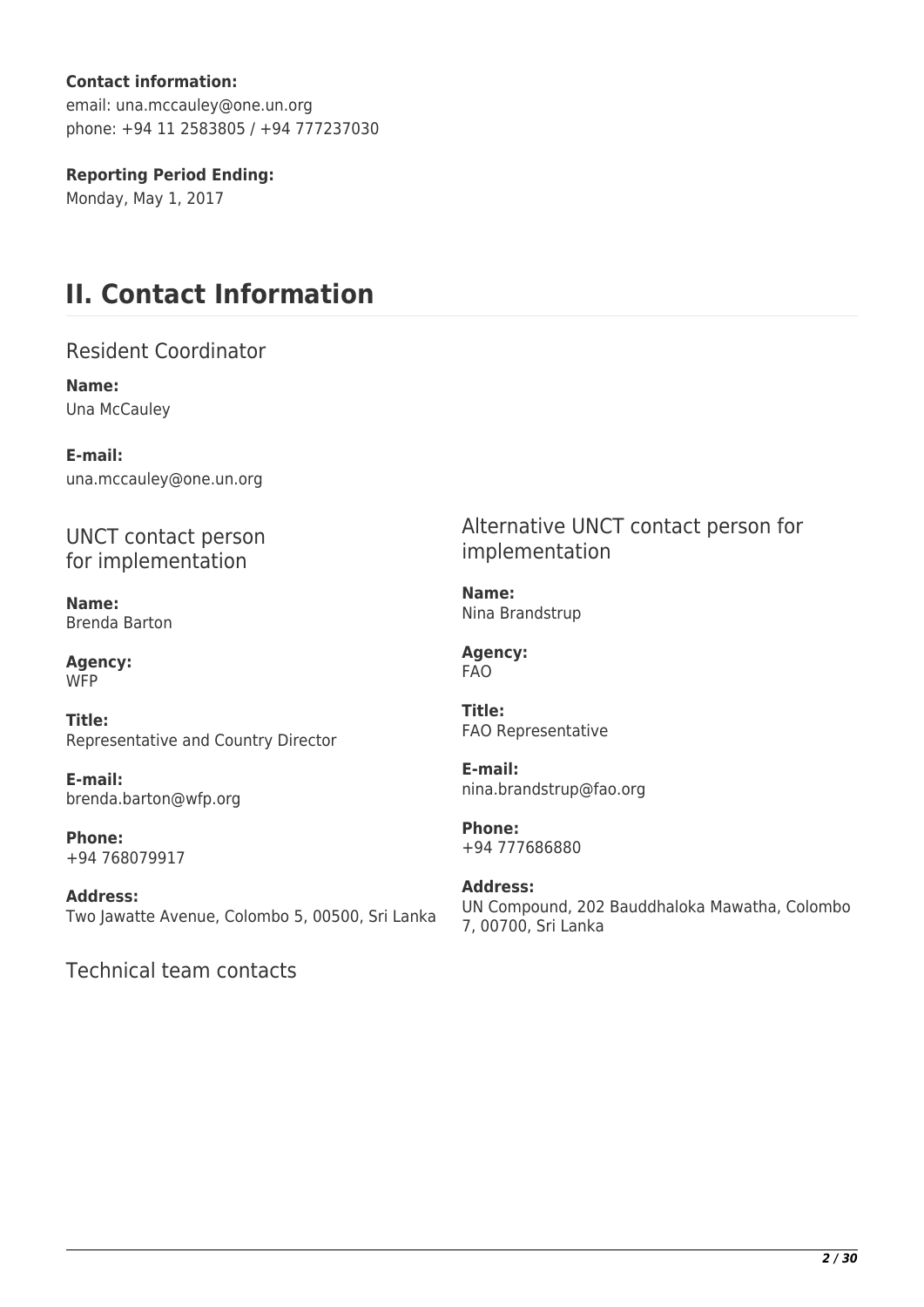**Contact information:**
email: una.mccauley@one.un.org
phone: +94 11 2583805 / +94 777237030

**Reporting Period Ending:**
Monday, May 1, 2017

# II. Contact Information

## Resident Coordinator

**Name:**
Una McCauley

**E-mail:**
una.mccauley@one.un.org

## UNCT contact person for implementation

**Name:**
Brenda Barton

**Agency:**
WFP

**Title:**
Representative and Country Director

**E-mail:**
brenda.barton@wfp.org

**Phone:**
+94 768079917

**Address:**
Two Jawatte Avenue, Colombo 5, 00500, Sri Lanka

## Alternative UNCT contact person for implementation

**Name:**
Nina Brandstrup

**Agency:**
FAO

**Title:**
FAO Representative

**E-mail:**
nina.brandstrup@fao.org

**Phone:**
+94 777686880

**Address:**
UN Compound, 202 Bauddhaloka Mawatha, Colombo 7, 00700, Sri Lanka

## Technical team contacts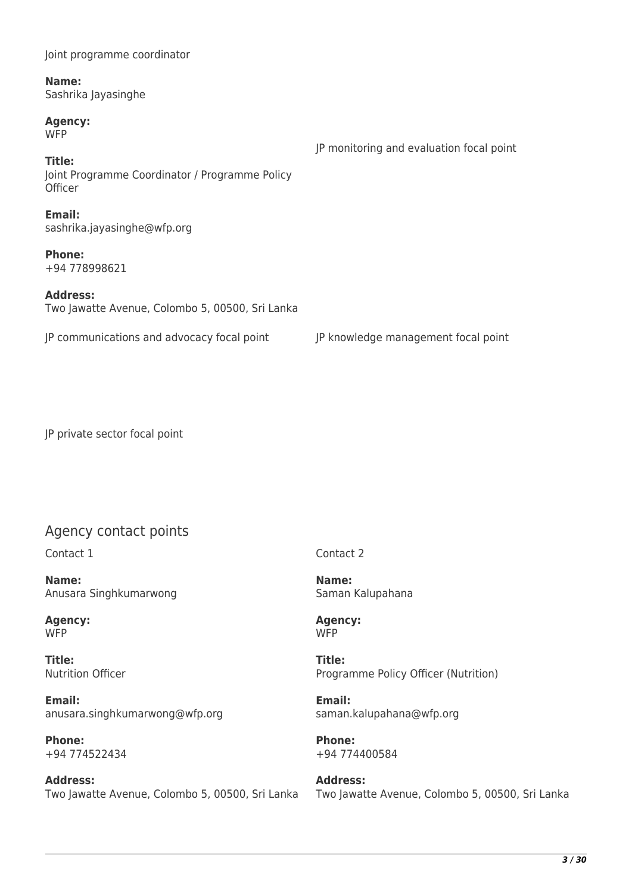Joint programme coordinator

**Name:**
Sashrika Jayasinghe

**Agency:**
WFP

**Title:**
Joint Programme Coordinator / Programme Policy Officer

**Email:**
sashrika.jayasinghe@wfp.org

**Phone:**
+94 778998621

**Address:**
Two Jawatte Avenue, Colombo 5, 00500, Sri Lanka

JP monitoring and evaluation focal point

JP communications and advocacy focal point

JP knowledge management focal point

JP private sector focal point

## Agency contact points

Contact 1

**Name:**
Anusara Singhkumarwong

**Agency:**
WFP

**Title:**
Nutrition Officer

**Email:**
anusara.singhkumarwong@wfp.org

**Phone:**
+94 774522434

**Address:**
Two Jawatte Avenue, Colombo 5, 00500, Sri Lanka

Contact 2

**Name:**
Saman Kalupahana

**Agency:**
WFP

**Title:**
Programme Policy Officer (Nutrition)

**Email:**
saman.kalupahana@wfp.org

**Phone:**
+94 774400584

**Address:**
Two Jawatte Avenue, Colombo 5, 00500, Sri Lanka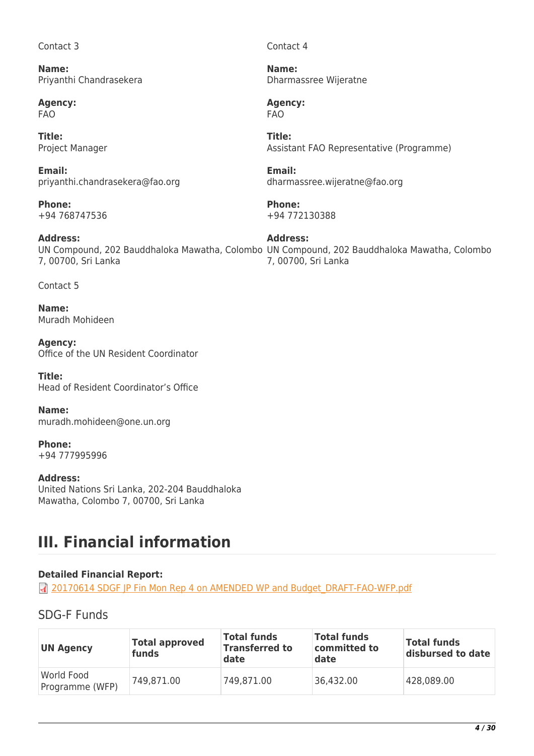Contact 3

**Name:**
Priyanthi Chandrasekera

**Agency:**
FAO

**Title:**
Project Manager

**Email:**
priyanthi.chandrasekera@fao.org

**Phone:**
+94 768747536

**Address:**
UN Compound, 202 Bauddhaloka Mawatha, Colombo 7, 00700, Sri Lanka

Contact 4

**Name:**
Dharmassree Wijeratne

**Agency:**
FAO

**Title:**
Assistant FAO Representative (Programme)

**Email:**
dharmassree.wijeratne@fao.org

**Phone:**
+94 772130388

**Address:**
UN Compound, 202 Bauddhaloka Mawatha, Colombo 7, 00700, Sri Lanka

Contact 5

**Name:**
Muradh Mohideen

**Agency:**
Office of the UN Resident Coordinator

**Title:**
Head of Resident Coordinator's Office

**Name:**
muradh.mohideen@one.un.org

**Phone:**
+94 777995996

**Address:**
United Nations Sri Lanka, 202-204 Bauddhaloka Mawatha, Colombo 7, 00700, Sri Lanka

# III. Financial information

**Detailed Financial Report:**
20170614 SDGF JP Fin Mon Rep 4 on AMENDED WP and Budget_DRAFT-FAO-WFP.pdf

## SDG-F Funds

| UN Agency | Total approved funds | Total funds Transferred to date | Total funds committed to date | Total funds disbursed to date |
|---|---|---|---|---|
| World Food Programme (WFP) | 749,871.00 | 749,871.00 | 36,432.00 | 428,089.00 |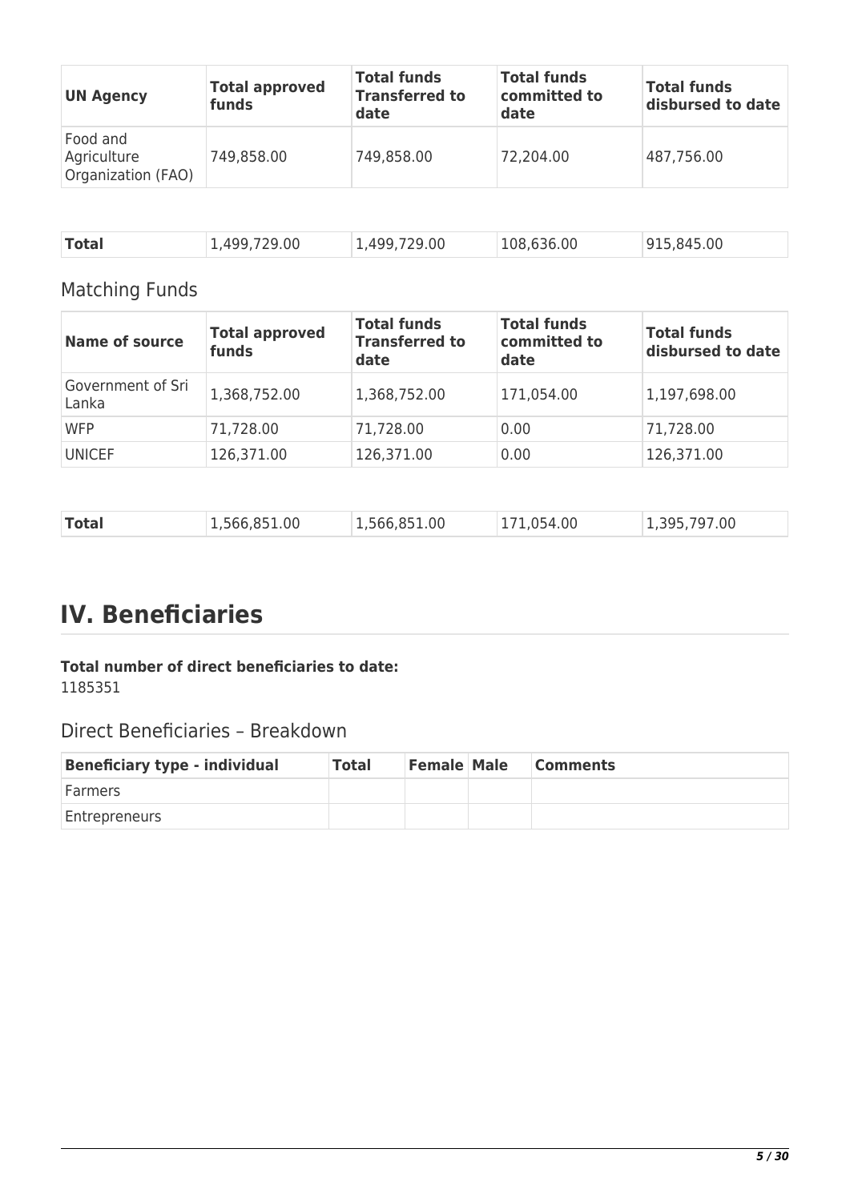| UN Agency | Total approved funds | Total funds Transferred to date | Total funds committed to date | Total funds disbursed to date |
|---|---|---|---|---|
| Food and Agriculture Organization (FAO) | 749,858.00 | 749,858.00 | 72,204.00 | 487,756.00 |
| **Total** | 1,499,729.00 | 1,499,729.00 | 108,636.00 | 915,845.00 |

## Matching Funds

| Name of source | Total approved funds | Total funds Transferred to date | Total funds committed to date | Total funds disbursed to date |
|---|---|---|---|---|
| Government of Sri Lanka | 1,368,752.00 | 1,368,752.00 | 171,054.00 | 1,197,698.00 |
| WFP | 71,728.00 | 71,728.00 | 0.00 | 71,728.00 |
| UNICEF | 126,371.00 | 126,371.00 | 0.00 | 126,371.00 |
| **Total** | 1,566,851.00 | 1,566,851.00 | 171,054.00 | 1,395,797.00 |

# IV. Beneficiaries

**Total number of direct beneficiaries to date:**
1185351

## Direct Beneficiaries – Breakdown

| Beneficiary type - individual | Total | Female | Male | Comments |
|---|---|---|---|---|
| Farmers | | | | |
| Entrepreneurs | | | | |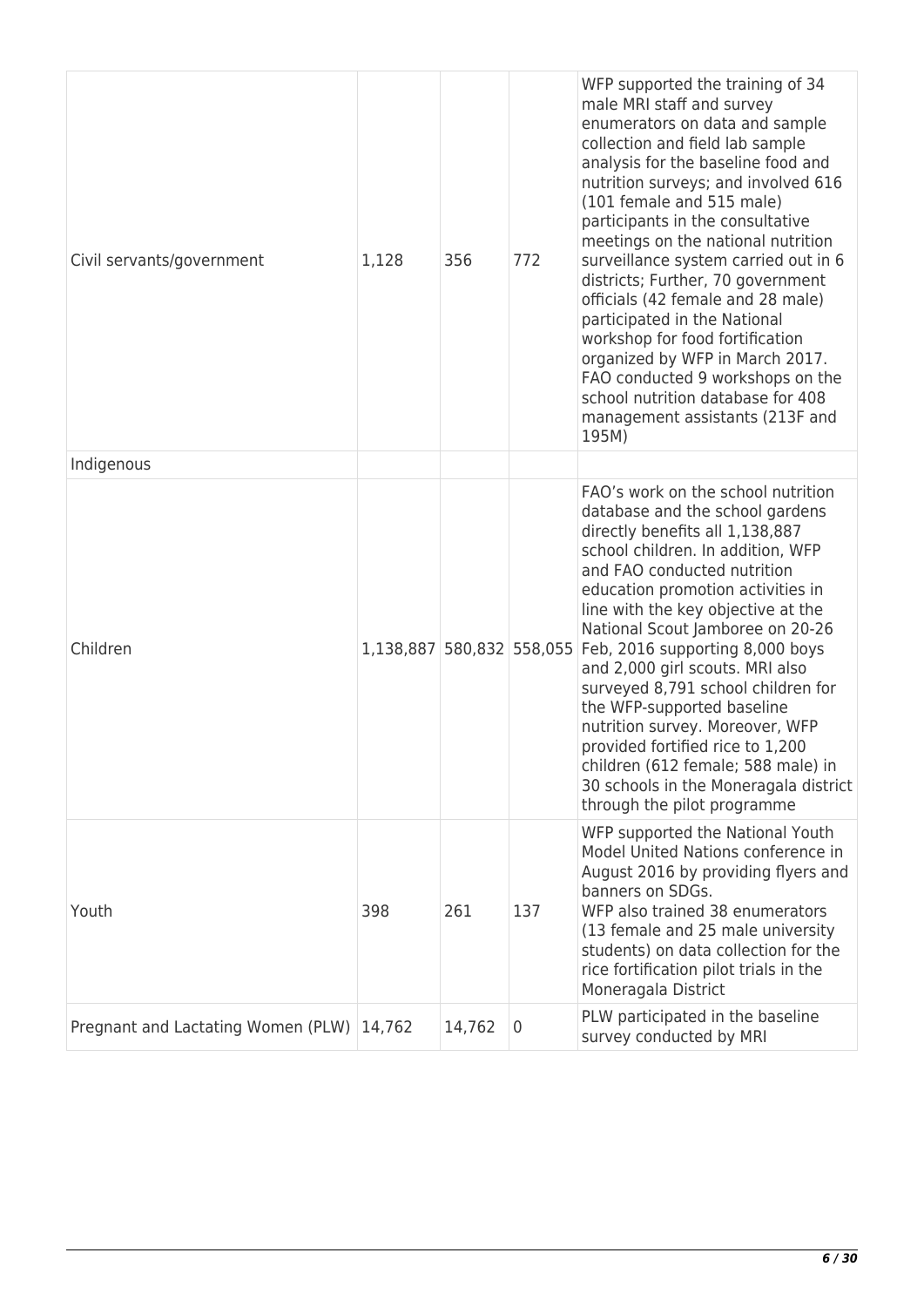| | | | | |
|---|---|---|---|---|
| Civil servants/government | 1,128 | 356 | 772 | WFP supported the training of 34 male MRI staff and survey enumerators on data and sample collection and field lab sample analysis for the baseline food and nutrition surveys; and involved 616 (101 female and 515 male) participants in the consultative meetings on the national nutrition surveillance system carried out in 6 districts; Further, 70 government officials (42 female and 28 male) participated in the National workshop for food fortification organized by WFP in March 2017. FAO conducted 9 workshops on the school nutrition database for 408 management assistants (213F and 195M) |
| Indigenous | | | | |
| Children | 1,138,887 | 580,832 | 558,055 | FAO's work on the school nutrition database and the school gardens directly benefits all 1,138,887 school children. In addition, WFP and FAO conducted nutrition education promotion activities in line with the key objective at the National Scout Jamboree on 20-26 Feb, 2016 supporting 8,000 boys and 2,000 girl scouts. MRI also surveyed 8,791 school children for the WFP-supported baseline nutrition survey. Moreover, WFP provided fortified rice to 1,200 children (612 female; 588 male) in 30 schools in the Moneragala district through the pilot programme |
| Youth | 398 | 261 | 137 | WFP supported the National Youth Model United Nations conference in August 2016 by providing flyers and banners on SDGs.<br>WFP also trained 38 enumerators (13 female and 25 male university students) on data collection for the rice fortification pilot trials in the Moneragala District |
| Pregnant and Lactating Women (PLW) | 14,762 | 14,762 | 0 | PLW participated in the baseline survey conducted by MRI |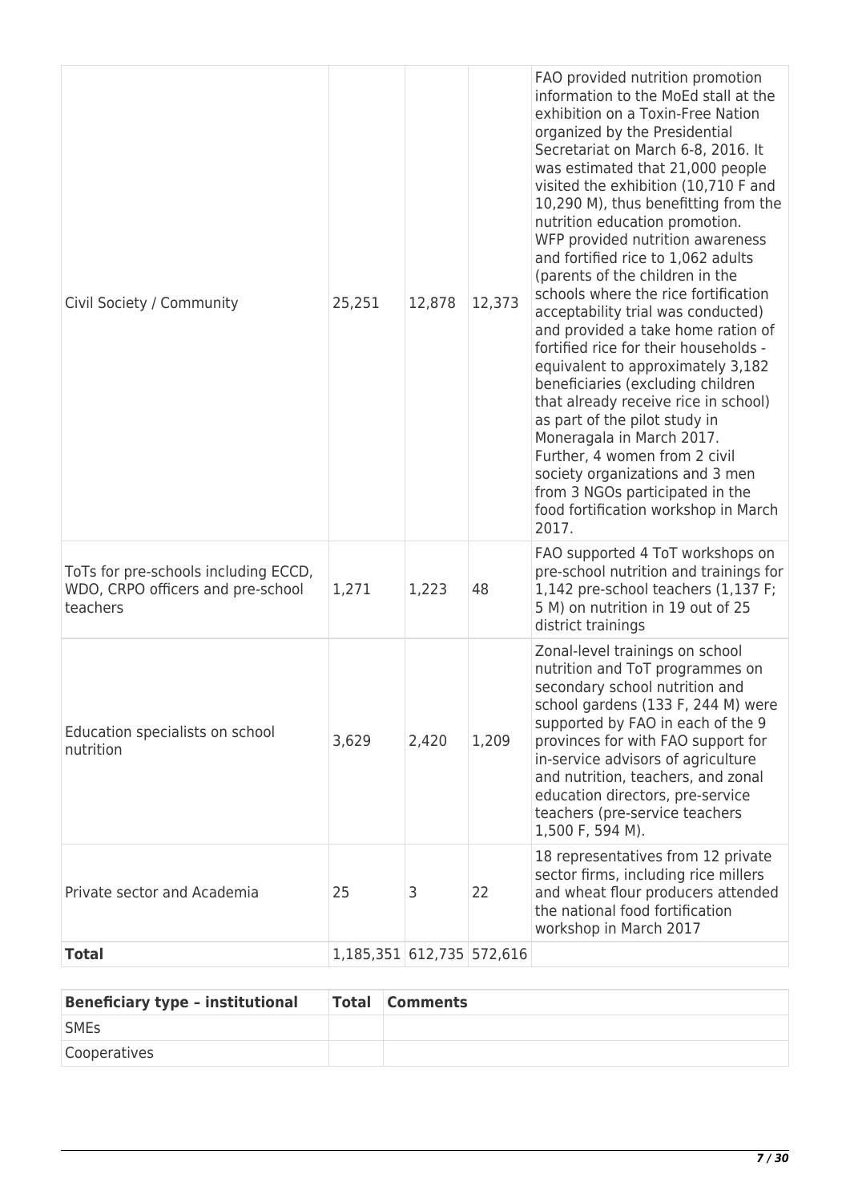| | | | | |
|---|---|---|---|---|
| Civil Society / Community | 25,251 | 12,878 | 12,373 | FAO provided nutrition promotion information to the MoEd stall at the exhibition on a Toxin-Free Nation organized by the Presidential Secretariat on March 6-8, 2016. It was estimated that 21,000 people visited the exhibition (10,710 F and 10,290 M), thus benefitting from the nutrition education promotion. WFP provided nutrition awareness and fortified rice to 1,062 adults (parents of the children in the schools where the rice fortification acceptability trial was conducted) and provided a take home ration of fortified rice for their households - equivalent to approximately 3,182 beneficiaries (excluding children that already receive rice in school) as part of the pilot study in Moneragala in March 2017. Further, 4 women from 2 civil society organizations and 3 men from 3 NGOs participated in the food fortification workshop in March 2017. |
| ToTs for pre-schools including ECCD, WDO, CRPO officers and pre-school teachers | 1,271 | 1,223 | 48 | FAO supported 4 ToT workshops on pre-school nutrition and trainings for 1,142 pre-school teachers (1,137 F; 5 M) on nutrition in 19 out of 25 district trainings |
| Education specialists on school nutrition | 3,629 | 2,420 | 1,209 | Zonal-level trainings on school nutrition and ToT programmes on secondary school nutrition and school gardens (133 F, 244 M) were supported by FAO in each of the 9 provinces for with FAO support for in-service advisors of agriculture and nutrition, teachers, and zonal education directors, pre-service teachers (pre-service teachers 1,500 F, 594 M). |
| Private sector and Academia | 25 | 3 | 22 | 18 representatives from 12 private sector firms, including rice millers and wheat flour producers attended the national food fortification workshop in March 2017 |
| **Total** | 1,185,351 | 612,735 | 572,616 | |

| Beneficiary type – institutional | Total | Comments |
|---|---|---|
| SMEs | | |
| Cooperatives | | |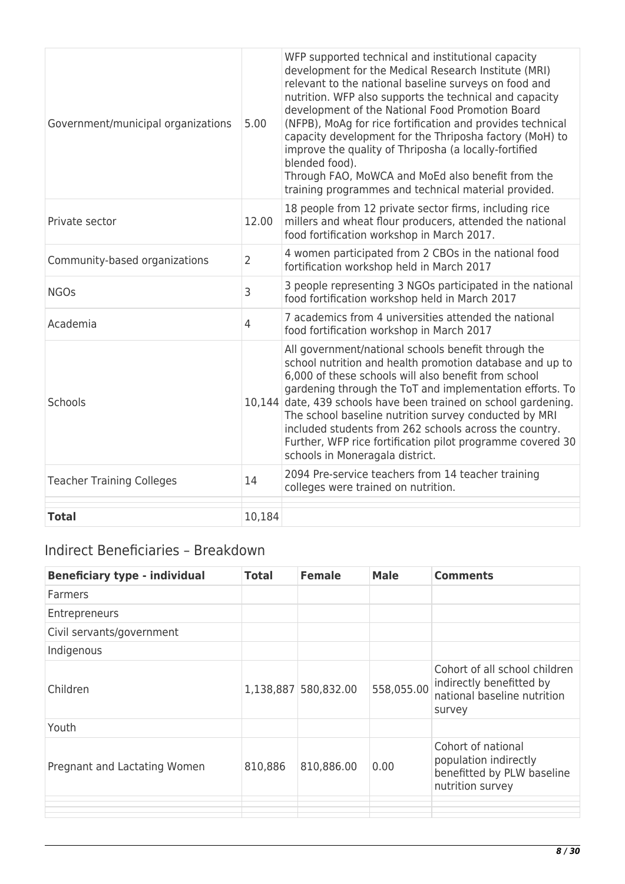| | | |
|---|---|---|
| Government/municipal organizations | 5.00 | WFP supported technical and institutional capacity development for the Medical Research Institute (MRI) relevant to the national baseline surveys on food and nutrition. WFP also supports the technical and capacity development of the National Food Promotion Board (NFPB), MoAg for rice fortification and provides technical capacity development for the Thriposha factory (MoH) to improve the quality of Thriposha (a locally-fortified blended food).<br>Through FAO, MoWCA and MoEd also benefit from the training programmes and technical material provided. |
| Private sector | 12.00 | 18 people from 12 private sector firms, including rice millers and wheat flour producers, attended the national food fortification workshop in March 2017. |
| Community-based organizations | 2 | 4 women participated from 2 CBOs in the national food fortification workshop held in March 2017 |
| NGOs | 3 | 3 people representing 3 NGOs participated in the national food fortification workshop held in March 2017 |
| Academia | 4 | 7 academics from 4 universities attended the national food fortification workshop in March 2017 |
| Schools | 10,144 | All government/national schools benefit through the school nutrition and health promotion database and up to 6,000 of these schools will also benefit from school gardening through the ToT and implementation efforts. To date, 439 schools have been trained on school gardening. The school baseline nutrition survey conducted by MRI included students from 262 schools across the country. Further, WFP rice fortification pilot programme covered 30 schools in Moneragala district. |
| Teacher Training Colleges | 14 | 2094 Pre-service teachers from 14 teacher training colleges were trained on nutrition. |
| | | |
| **Total** | 10,184 | |

## Indirect Beneficiaries – Breakdown

| Beneficiary type - individual | Total | Female | Male | Comments |
|---|---|---|---|---|
| Farmers | | | | |
| Entrepreneurs | | | | |
| Civil servants/government | | | | |
| Indigenous | | | | |
| Children | 1,138,887 | 580,832.00 | 558,055.00 | Cohort of all school children indirectly benefitted by national baseline nutrition survey |
| Youth | | | | |
| Pregnant and Lactating Women | 810,886 | 810,886.00 | 0.00 | Cohort of national population indirectly benefitted by PLW baseline nutrition survey |
| | | | | |
| | | | | |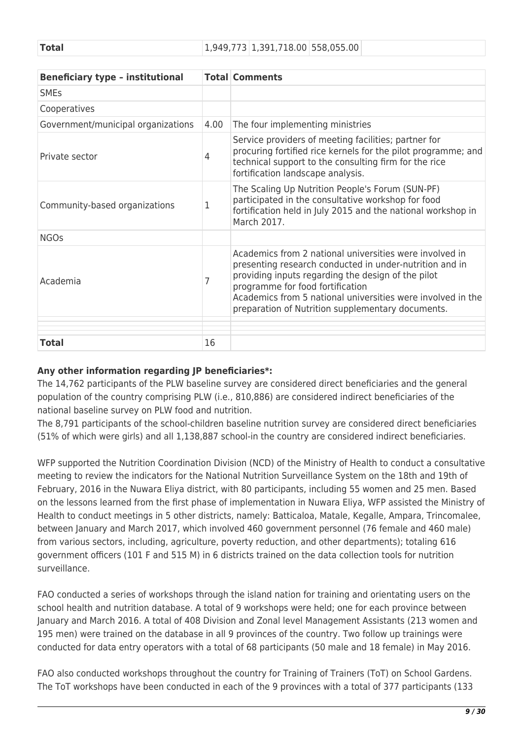| Total | 1,949,773 | 1,391,718.00 | 558,055.00 | |
|---|---|---|---|---|

| Beneficiary type – institutional | Total | Comments |
|---|---|---|
| SMEs | | |
| Cooperatives | | |
| Government/municipal organizations | 4.00 | The four implementing ministries |
| Private sector | 4 | Service providers of meeting facilities; partner for procuring fortified rice kernels for the pilot programme; and technical support to the consulting firm for the rice fortification landscape analysis. |
| Community-based organizations | 1 | The Scaling Up Nutrition People's Forum (SUN-PF) participated in the consultative workshop for food fortification held in July 2015 and the national workshop in March 2017. |
| NGOs | | |
| Academia | 7 | Academics from 2 national universities were involved in presenting research conducted in under-nutrition and in providing inputs regarding the design of the pilot programme for food fortification<br>Academics from 5 national universities were involved in the preparation of Nutrition supplementary documents. |
| | | |
| | | |
| **Total** | 16 | |

**Any other information regarding JP beneficiaries*:**

The 14,762 participants of the PLW baseline survey are considered direct beneficiaries and the general population of the country comprising PLW (i.e., 810,886) are considered indirect beneficiaries of the national baseline survey on PLW food and nutrition.

The 8,791 participants of the school-children baseline nutrition survey are considered direct beneficiaries (51% of which were girls) and all 1,138,887 school-in the country are considered indirect beneficiaries.

WFP supported the Nutrition Coordination Division (NCD) of the Ministry of Health to conduct a consultative meeting to review the indicators for the National Nutrition Surveillance System on the 18th and 19th of February, 2016 in the Nuwara Eliya district, with 80 participants, including 55 women and 25 men. Based on the lessons learned from the first phase of implementation in Nuwara Eliya, WFP assisted the Ministry of Health to conduct meetings in 5 other districts, namely: Batticaloa, Matale, Kegalle, Ampara, Trincomalee, between January and March 2017, which involved 460 government personnel (76 female and 460 male) from various sectors, including, agriculture, poverty reduction, and other departments); totaling 616 government officers (101 F and 515 M) in 6 districts trained on the data collection tools for nutrition surveillance.

FAO conducted a series of workshops through the island nation for training and orientating users on the school health and nutrition database. A total of 9 workshops were held; one for each province between January and March 2016. A total of 408 Division and Zonal level Management Assistants (213 women and 195 men) were trained on the database in all 9 provinces of the country. Two follow up trainings were conducted for data entry operators with a total of 68 participants (50 male and 18 female) in May 2016.

FAO also conducted workshops throughout the country for Training of Trainers (ToT) on School Gardens. The ToT workshops have been conducted in each of the 9 provinces with a total of 377 participants (133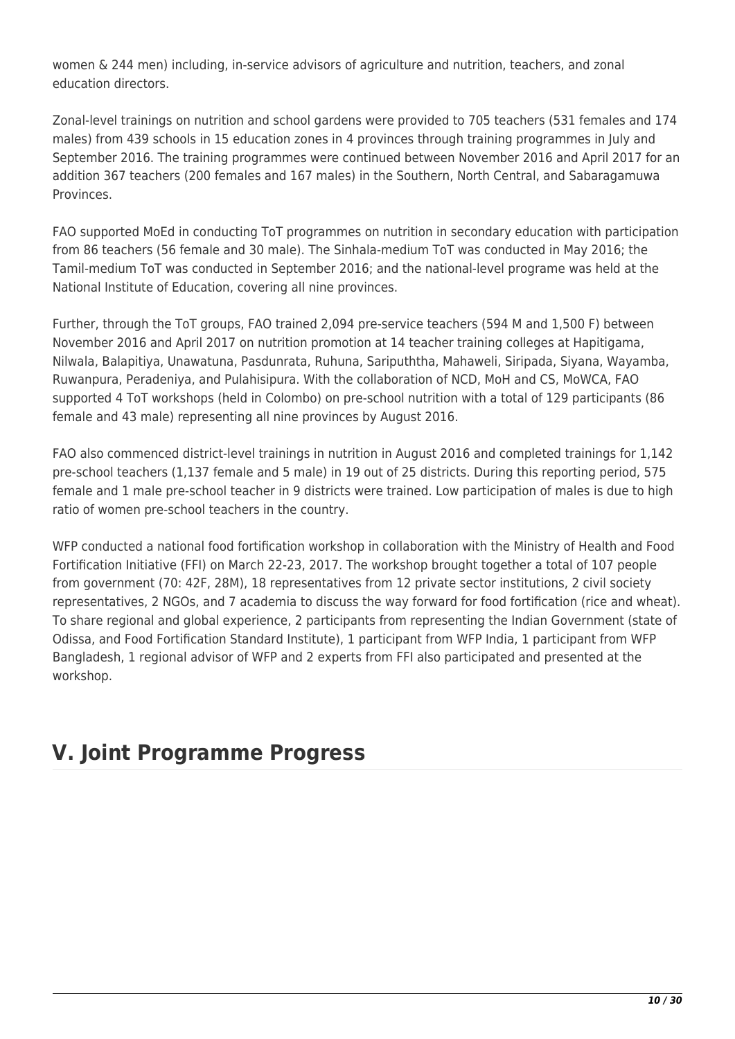women & 244 men) including, in-service advisors of agriculture and nutrition, teachers, and zonal education directors.

Zonal-level trainings on nutrition and school gardens were provided to 705 teachers (531 females and 174 males) from 439 schools in 15 education zones in 4 provinces through training programmes in July and September 2016. The training programmes were continued between November 2016 and April 2017 for an addition 367 teachers (200 females and 167 males) in the Southern, North Central, and Sabaragamuwa Provinces.

FAO supported MoEd in conducting ToT programmes on nutrition in secondary education with participation from 86 teachers (56 female and 30 male). The Sinhala-medium ToT was conducted in May 2016; the Tamil-medium ToT was conducted in September 2016; and the national-level programe was held at the National Institute of Education, covering all nine provinces.

Further, through the ToT groups, FAO trained 2,094 pre-service teachers (594 M and 1,500 F) between November 2016 and April 2017 on nutrition promotion at 14 teacher training colleges at Hapitigama, Nilwala, Balapitiya, Unawatuna, Pasdunrata, Ruhuna, Saripuththa, Mahaweli, Siripada, Siyana, Wayamba, Ruwanpura, Peradeniya, and Pulahisipura. With the collaboration of NCD, MoH and CS, MoWCA, FAO supported 4 ToT workshops (held in Colombo) on pre-school nutrition with a total of 129 participants (86 female and 43 male) representing all nine provinces by August 2016.

FAO also commenced district-level trainings in nutrition in August 2016 and completed trainings for 1,142 pre-school teachers (1,137 female and 5 male) in 19 out of 25 districts. During this reporting period, 575 female and 1 male pre-school teacher in 9 districts were trained. Low participation of males is due to high ratio of women pre-school teachers in the country.

WFP conducted a national food fortification workshop in collaboration with the Ministry of Health and Food Fortification Initiative (FFI) on March 22-23, 2017. The workshop brought together a total of 107 people from government (70: 42F, 28M), 18 representatives from 12 private sector institutions, 2 civil society representatives, 2 NGOs, and 7 academia to discuss the way forward for food fortification (rice and wheat). To share regional and global experience, 2 participants from representing the Indian Government (state of Odissa, and Food Fortification Standard Institute), 1 participant from WFP India, 1 participant from WFP Bangladesh, 1 regional advisor of WFP and 2 experts from FFI also participated and presented at the workshop.

# V. Joint Programme Progress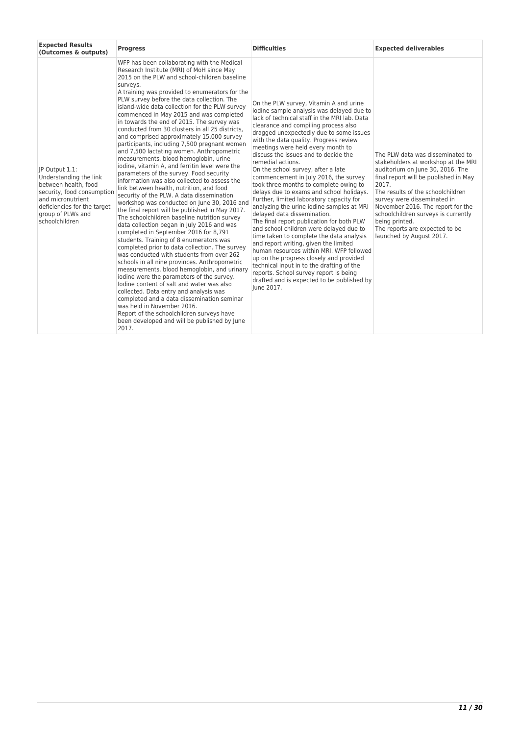| Expected Results (Outcomes & outputs) | Progress | Difficulties | Expected deliverables |
|---|---|---|---|
| JP Output 1.1: Understanding the link between health, food security, food consumption and micronutrient deficiencies for the target group of PLWs and schoolchildren | WFP has been collaborating with the Medical Research Institute (MRI) of MoH since May 2015 on the PLW and school-children baseline surveys.<br>A training was provided to enumerators for the PLW survey before the data collection. The island-wide data collection for the PLW survey commenced in May 2015 and was completed in towards the end of 2015. The survey was conducted from 30 clusters in all 25 districts, and comprised approximately 15,000 survey participants, including 7,500 pregnant women and 7,500 lactating women. Anthropometric measurements, blood hemoglobin, urine iodine, vitamin A, and ferritin level were the parameters of the survey. Food security information was also collected to assess the link between health, nutrition, and food security of the PLW. A data dissemination workshop was conducted on June 30, 2016 and the final report will be published in May 2017. The schoolchildren baseline nutrition survey data collection began in July 2016 and was completed in September 2016 for 8,791 students. Training of 8 enumerators was completed prior to data collection. The survey was conducted with students from over 262 schools in all nine provinces. Anthropometric measurements, blood hemoglobin, and urinary iodine were the parameters of the survey. Iodine content of salt and water was also collected. Data entry and analysis was completed and a data dissemination seminar was held in November 2016.<br>Report of the schoolchildren surveys have been developed and will be published by June 2017. | On the PLW survey, Vitamin A and urine iodine sample analysis was delayed due to lack of technical staff in the MRI lab. Data clearance and compiling process also dragged unexpectedly due to some issues with the data quality. Progress review meetings were held every month to discuss the issues and to decide the remedial actions.<br>On the school survey, after a late commencement in July 2016, the survey took three months to complete owing to delays due to exams and school holidays. Further, limited laboratory capacity for analyzing the urine iodine samples at MRI delayed data dissemination.<br>The final report publication for both PLW and school children were delayed due to time taken to complete the data analysis and report writing, given the limited human resources within MRI. WFP followed up on the progress closely and provided technical input in to the drafting of the reports. School survey report is being drafted and is expected to be published by June 2017. | The PLW data was disseminated to stakeholders at workshop at the MRI auditorium on June 30, 2016. The final report will be published in May 2017.<br>The results of the schoolchildren survey were disseminated in November 2016. The report for the schoolchildren surveys is currently being printed.<br>The reports are expected to be launched by August 2017. |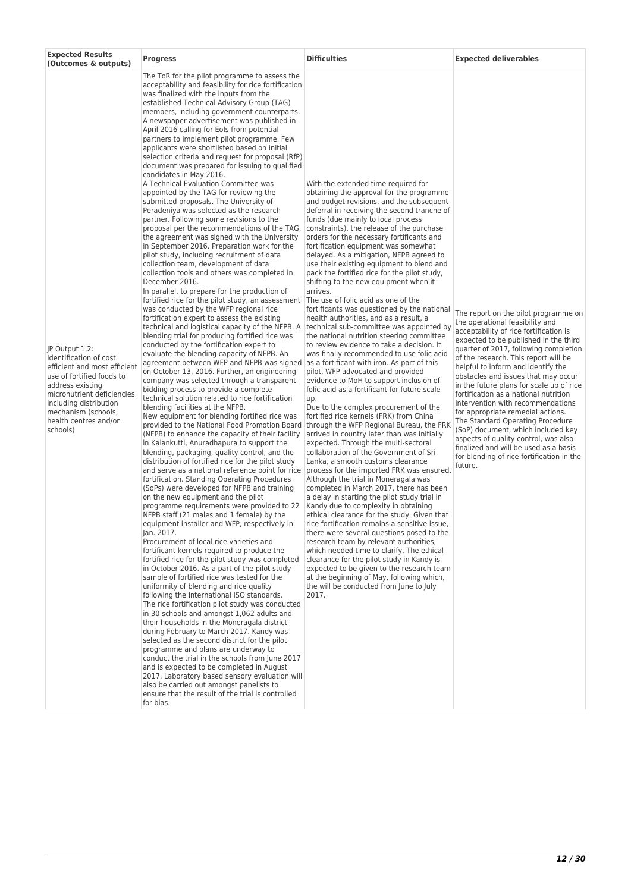| Expected Results (Outcomes & outputs) | Progress | Difficulties | Expected deliverables |
|---|---|---|---|
| JP Output 1.2: Identification of cost efficient and most efficient use of fortified foods to address existing micronutrient deficiencies including distribution mechanism (schools, health centres and/or schools) | The ToR for the pilot programme to assess the acceptability and feasibility for rice fortification was finalized with the inputs from the established Technical Advisory Group (TAG) members, including government counterparts. A newspaper advertisement was published in April 2016 calling for EoIs from potential partners to implement pilot programme. Few applicants were shortlisted based on initial selection criteria and request for proposal (RfP) document was prepared for issuing to qualified candidates in May 2016.<br>A Technical Evaluation Committee was appointed by the TAG for reviewing the submitted proposals. The University of Peradeniya was selected as the research partner. Following some revisions to the proposal per the recommendations of the TAG, the agreement was signed with the University in September 2016. Preparation work for the pilot study, including recruitment of data collection team, development of data collection tools and others was completed in December 2016.<br>In parallel, to prepare for the production of fortified rice for the pilot study, an assessment was conducted by the WFP regional rice fortification expert to assess the existing technical and logistical capacity of the NFPB. A blending trial for producing fortified rice was conducted by the fortification expert to evaluate the blending capacity of NFPB. An agreement between WFP and NFPB was signed on October 13, 2016. Further, an engineering company was selected through a transparent bidding process to provide a complete technical solution related to rice fortification blending facilities at the NFPB.<br>New equipment for blending fortified rice was provided to the National Food Promotion Board (NFPB) to enhance the capacity of their facility in Kalankutti, Anuradhapura to support the blending, packaging, quality control, and the distribution of fortified rice for the pilot study and serve as a national reference point for rice fortification. Standing Operating Procedures (SoPs) were developed for NFPB and training on the new equipment and the pilot programme requirements were provided to 22 NFPB staff (21 males and 1 female) by the equipment installer and WFP, respectively in Jan. 2017.<br>Procurement of local rice varieties and fortificant kernels required to produce the fortified rice for the pilot study was completed in October 2016. As a part of the pilot study sample of fortified rice was tested for the uniformity of blending and rice quality following the International ISO standards.<br>The rice fortification pilot study was conducted in 30 schools and amongst 1,062 adults and their households in the Moneragala district during February to March 2017. Kandy was selected as the second district for the pilot programme and plans are underway to conduct the trial in the schools from June 2017 and is expected to be completed in August 2017. Laboratory based sensory evaluation will also be carried out amongst panelists to ensure that the result of the trial is controlled for bias. | With the extended time required for obtaining the approval for the programme and budget revisions, and the subsequent deferral in receiving the second tranche of funds (due mainly to local process constraints), the release of the purchase orders for the necessary fortificants and fortification equipment was somewhat delayed. As a mitigation, NFPB agreed to use their existing equipment to blend and pack the fortified rice for the pilot study, shifting to the new equipment when it arrives.<br>The use of folic acid as one of the fortificants was questioned by the national health authorities, and as a result, a technical sub-committee was appointed by the national nutrition steering committee to review evidence to take a decision. It was finally recommended to use folic acid as a fortificant with iron. As part of this pilot, WFP advocated and provided evidence to MoH to support inclusion of folic acid as a fortificant for future scale up.<br>Due to the complex procurement of the fortified rice kernels (FRK) from China through the WFP Regional Bureau, the FRK arrived in country later than was initially expected. Through the multi-sectoral collaboration of the Government of Sri Lanka, a smooth customs clearance process for the imported FRK was ensured. Although the trial in Moneragala was completed in March 2017, there has been a delay in starting the pilot study trial in Kandy due to complexity in obtaining ethical clearance for the study. Given that rice fortification remains a sensitive issue, there were several questions posed to the research team by relevant authorities, which needed time to clarify. The ethical clearance for the pilot study in Kandy is expected to be given to the research team at the beginning of May, following which, the will be conducted from June to July 2017. | The report on the pilot programme on the operational feasibility and acceptability of rice fortification is expected to be published in the third quarter of 2017, following completion of the research. This report will be helpful to inform and identify the obstacles and issues that may occur in the future plans for scale up of rice fortification as a national nutrition intervention with recommendations for appropriate remedial actions.<br>The Standard Operating Procedure (SoP) document, which included key aspects of quality control, was also finalized and will be used as a basis for blending of rice fortification in the future. |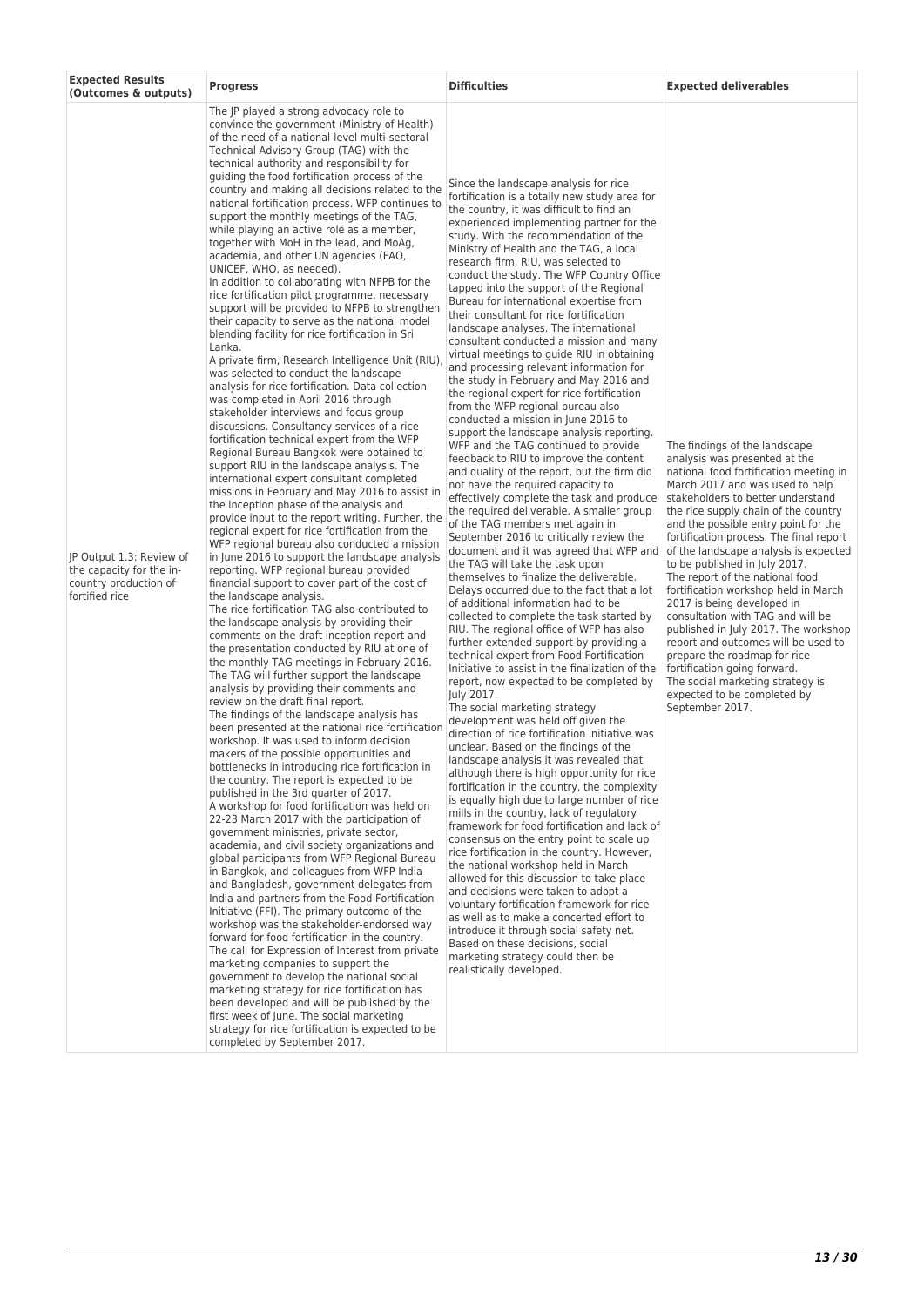| Expected Results (Outcomes & outputs) | Progress | Difficulties | Expected deliverables |
|---|---|---|---|
| JP Output 1.3: Review of the capacity for the in-country production of fortified rice | The JP played a strong advocacy role to convince the government (Ministry of Health) of the need of a national-level multi-sectoral Technical Advisory Group (TAG) with the technical authority and responsibility for guiding the food fortification process of the country and making all decisions related to the national fortification process. WFP continues to support the monthly meetings of the TAG, while playing an active role as a member, together with MoH in the lead, and MoAg, academia, and other UN agencies (FAO, UNICEF, WHO, as needed).<br>In addition to collaborating with NFPB for the rice fortification pilot programme, necessary support will be provided to NFPB to strengthen their capacity to serve as the national model blending facility for rice fortification in Sri Lanka.<br>A private firm, Research Intelligence Unit (RIU), was selected to conduct the landscape analysis for rice fortification. Data collection was completed in April 2016 through stakeholder interviews and focus group discussions. Consultancy services of a rice fortification technical expert from the WFP Regional Bureau Bangkok were obtained to support RIU in the landscape analysis. The international expert consultant completed missions in February and May 2016 to assist in the inception phase of the analysis and provide input to the report writing. Further, the regional expert for rice fortification from the WFP regional bureau also conducted a mission in June 2016 to support the landscape analysis reporting. WFP regional bureau provided financial support to cover part of the cost of the landscape analysis.<br>The rice fortification TAG also contributed to the landscape analysis by providing their comments on the draft inception report and the presentation conducted by RIU at one of the monthly TAG meetings in February 2016. The TAG will further support the landscape analysis by providing their comments and review on the draft final report.<br>The findings of the landscape analysis has been presented at the national rice fortification workshop. It was used to inform decision makers of the possible opportunities and bottlenecks in introducing rice fortification in the country. The report is expected to be published in the 3rd quarter of 2017.<br>A workshop for food fortification was held on 22-23 March 2017 with the participation of government ministries, private sector, academia, and civil society organizations and global participants from WFP Regional Bureau in Bangkok, and colleagues from WFP India and Bangladesh, government delegates from India and partners from the Food Fortification Initiative (FFI). The primary outcome of the workshop was the stakeholder-endorsed way forward for food fortification in the country.<br>The call for Expression of Interest from private marketing companies to support the government to develop the national social marketing strategy for rice fortification has been developed and will be published by the first week of June. The social marketing strategy for rice fortification is expected to be completed by September 2017. | Since the landscape analysis for rice fortification is a totally new study area for the country, it was difficult to find an experienced implementing partner for the study. With the recommendation of the Ministry of Health and the TAG, a local research firm, RIU, was selected to conduct the study. The WFP Country Office tapped into the support of the Regional Bureau for international expertise from their consultant for rice fortification landscape analyses. The international consultant conducted a mission and many virtual meetings to guide RIU in obtaining and processing relevant information for the study in February and May 2016 and the regional expert for rice fortification from the WFP regional bureau also conducted a mission in June 2016 to support the landscape analysis reporting. WFP and the TAG continued to provide feedback to RIU to improve the content and quality of the report, but the firm did not have the required capacity to effectively complete the task and produce the required deliverable. A smaller group of the TAG members met again in September 2016 to critically review the document and it was agreed that WFP and the TAG will take the task upon themselves to finalize the deliverable. Delays occurred due to the fact that a lot of additional information had to be collected to complete the task started by RIU. The regional office of WFP has also further extended support by providing a technical expert from Food Fortification Initiative to assist in the finalization of the report, now expected to be completed by July 2017.<br>The social marketing strategy development was held off given the direction of rice fortification initiative was unclear. Based on the findings of the landscape analysis it was revealed that although there is high opportunity for rice fortification in the country, the complexity is equally high due to large number of rice mills in the country, lack of regulatory framework for food fortification and lack of consensus on the entry point to scale up rice fortification in the country. However, the national workshop held in March allowed for this discussion to take place and decisions were taken to adopt a voluntary fortification framework for rice as well as to make a concerted effort to introduce it through social safety net. Based on these decisions, social marketing strategy could then be realistically developed. | The findings of the landscape analysis was presented at the national food fortification meeting in March 2017 and was used to help stakeholders to better understand the rice supply chain of the country and the possible entry point for the fortification process. The final report of the landscape analysis is expected to be published in July 2017.<br>The report of the national food fortification workshop held in March 2017 is being developed in consultation with TAG and will be published in July 2017. The workshop report and outcomes will be used to prepare the roadmap for rice fortification going forward.<br>The social marketing strategy is expected to be completed by September 2017. |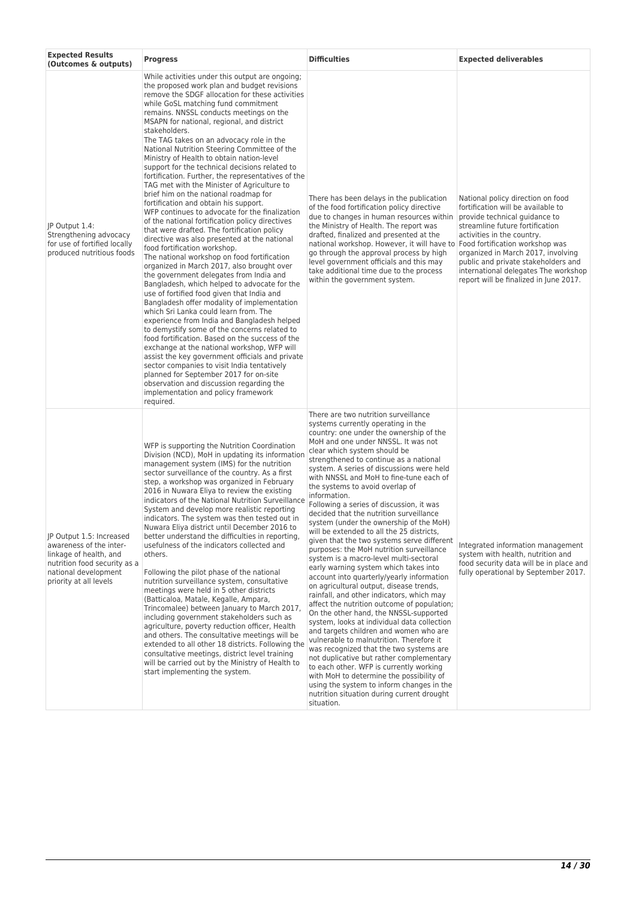| Expected Results (Outcomes & outputs) | Progress | Difficulties | Expected deliverables |
|---|---|---|---|
| JP Output 1.4: Strengthening advocacy for use of fortified locally produced nutritious foods | While activities under this output are ongoing; the proposed work plan and budget revisions remove the SDGF allocation for these activities while GoSL matching fund commitment remains. NNSSL conducts meetings on the MSAPN for national, regional, and district stakeholders.<br>The TAG takes on an advocacy role in the National Nutrition Steering Committee of the Ministry of Health to obtain nation-level support for the technical decisions related to fortification. Further, the representatives of the TAG met with the Minister of Agriculture to brief him on the national roadmap for fortification and obtain his support.<br>WFP continues to advocate for the finalization of the national fortification policy directives that were drafted. The fortification policy directive was also presented at the national food fortification workshop.<br>The national workshop on food fortification organized in March 2017, also brought over the government delegates from India and Bangladesh, which helped to advocate for the use of fortified food given that India and Bangladesh offer modality of implementation which Sri Lanka could learn from. The experience from India and Bangladesh helped to demystify some of the concerns related to food fortification. Based on the success of the exchange at the national workshop, WFP will assist the key government officials and private sector companies to visit India tentatively planned for September 2017 for on-site observation and discussion regarding the implementation and policy framework required. | There has been delays in the publication of the food fortification policy directive due to changes in human resources within the Ministry of Health. The report was drafted, finalized and presented at the national workshop. However, it will have to go through the approval process by high level government officials and this may take additional time due to the process within the government system. | National policy direction on food fortification will be available to provide technical guidance to streamline future fortification activities in the country.<br>Food fortification workshop was organized in March 2017, involving public and private stakeholders and international delegates The workshop report will be finalized in June 2017. |
| JP Output 1.5: Increased awareness of the inter-linkage of health, and nutrition food security as a national development priority at all levels | WFP is supporting the Nutrition Coordination Division (NCD), MoH in updating its information management system (IMS) for the nutrition sector surveillance of the country. As a first step, a workshop was organized in February 2016 in Nuwara Eliya to review the existing indicators of the National Nutrition Surveillance System and develop more realistic reporting indicators. The system was then tested out in Nuwara Eliya district until December 2016 to better understand the difficulties in reporting, usefulness of the indicators collected and others.<br><br>Following the pilot phase of the national nutrition surveillance system, consultative meetings were held in 5 other districts (Batticaloa, Matale, Kegalle, Ampara, Trincomalee) between January to March 2017, including government stakeholders such as agriculture, poverty reduction officer, Health and others. The consultative meetings will be extended to all other 18 districts. Following the consultative meetings, district level training will be carried out by the Ministry of Health to start implementing the system. | There are two nutrition surveillance systems currently operating in the country: one under the ownership of the MoH and one under NNSSL. It was not clear which system should be strengthened to continue as a national system. A series of discussions were held with NNSSL and MoH to fine-tune each of the systems to avoid overlap of information.<br>Following a series of discussion, it was decided that the nutrition surveillance system (under the ownership of the MoH) will be extended to all the 25 districts, given that the two systems serve different purposes: the MoH nutrition surveillance system is a macro-level multi-sectoral early warning system which takes into account into quarterly/yearly information on agricultural output, disease trends, rainfall, and other indicators, which may affect the nutrition outcome of population; On the other hand, the NNSSL-supported system, looks at individual data collection and targets children and women who are vulnerable to malnutrition. Therefore it was recognized that the two systems are not duplicative but rather complementary to each other. WFP is currently working with MoH to determine the possibility of using the system to inform changes in the nutrition situation during current drought situation. | Integrated information management system with health, nutrition and food security data will be in place and fully operational by September 2017. |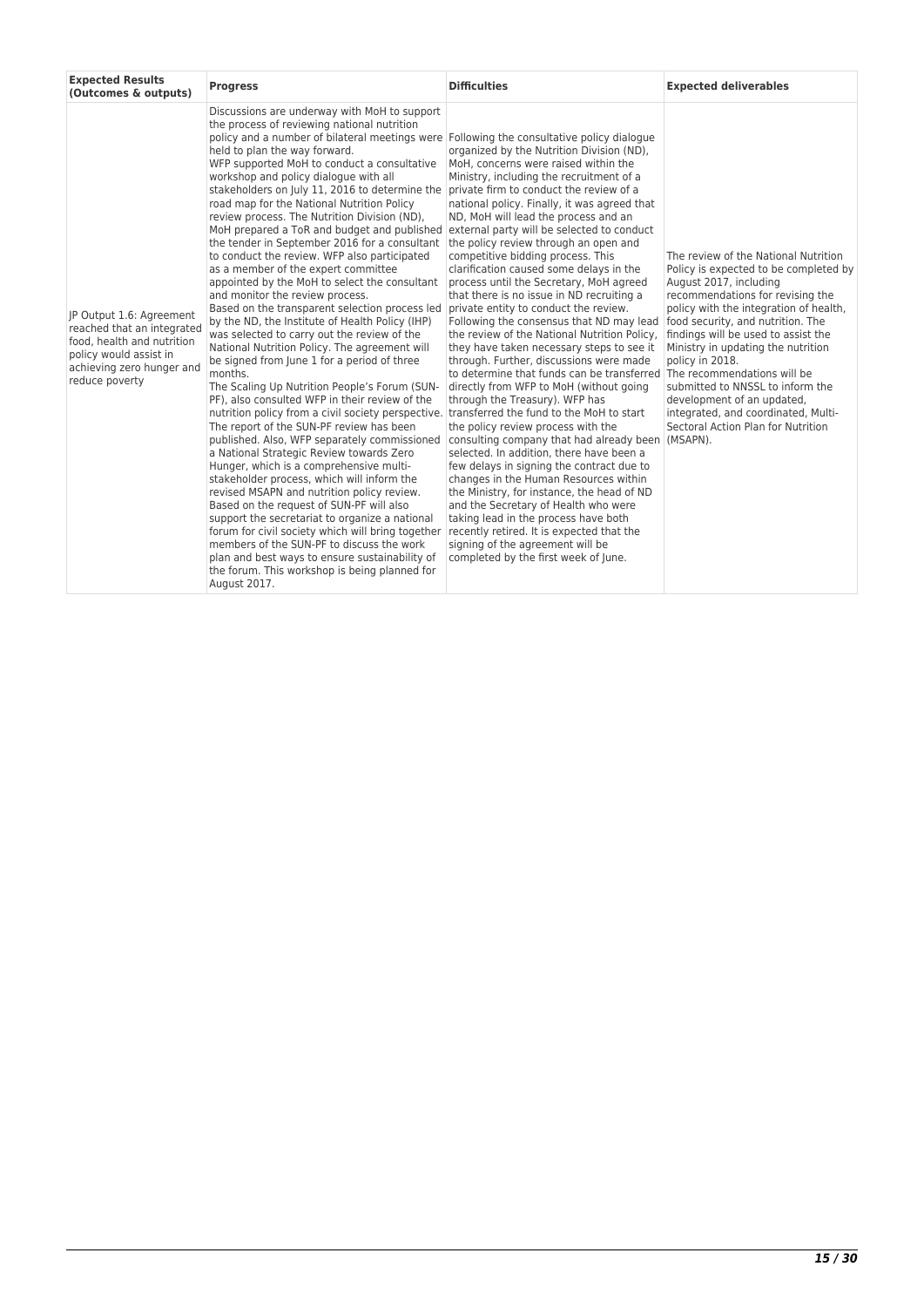| Expected Results (Outcomes & outputs) | Progress | Difficulties | Expected deliverables |
| --- | --- | --- | --- |
| JP Output 1.6: Agreement reached that an integrated food, health and nutrition policy would assist in achieving zero hunger and reduce poverty | Discussions are underway with MoH to support the process of reviewing national nutrition policy and a number of bilateral meetings were held to plan the way forward. WFP supported MoH to conduct a consultative workshop and policy dialogue with all stakeholders on July 11, 2016 to determine the road map for the National Nutrition Policy review process. The Nutrition Division (ND), MoH prepared a ToR and budget and published the tender in September 2016 for a consultant to conduct the review. WFP also participated as a member of the expert committee appointed by the MoH to select the consultant and monitor the review process. Based on the transparent selection process led by the ND, the Institute of Health Policy (IHP) was selected to carry out the review of the National Nutrition Policy. The agreement will be signed from June 1 for a period of three months. The Scaling Up Nutrition People's Forum (SUN-PF), also consulted WFP in their review of the nutrition policy from a civil society perspective. The report of the SUN-PF review has been published. Also, WFP separately commissioned a National Strategic Review towards Zero Hunger, which is a comprehensive multi-stakeholder process, which will inform the revised MSAPN and nutrition policy review. Based on the request of SUN-PF will also support the secretariat to organize a national forum for civil society which will bring together members of the SUN-PF to discuss the work plan and best ways to ensure sustainability of the forum. This workshop is being planned for August 2017. | Following the consultative policy dialogue organized by the Nutrition Division (ND), MoH, concerns were raised within the Ministry, including the recruitment of a private firm to conduct the review of a national policy. Finally, it was agreed that ND, MoH will lead the process and an external party will be selected to conduct the policy review through an open and competitive bidding process. This clarification caused some delays in the process until the Secretary, MoH agreed that there is no issue in ND recruiting a private entity to conduct the review. Following the consensus that ND may lead the review of the National Nutrition Policy, they have taken necessary steps to see it through. Further, discussions were made to determine that funds can be transferred directly from WFP to MoH (without going through the Treasury). WFP has transferred the fund to the MoH to start the policy review process with the consulting company that had already been selected. In addition, there have been a few delays in signing the contract due to changes in the Human Resources within the Ministry, for instance, the head of ND and the Secretary of Health who were taking lead in the process have both recently retired. It is expected that the signing of the agreement will be completed by the first week of June. | The review of the National Nutrition Policy is expected to be completed by August 2017, including recommendations for revising the policy with the integration of health, food security, and nutrition. The findings will be used to assist the Ministry in updating the nutrition policy in 2018. The recommendations will be submitted to NNSSL to inform the development of an updated, integrated, and coordinated, Multi-Sectoral Action Plan for Nutrition (MSAPN). |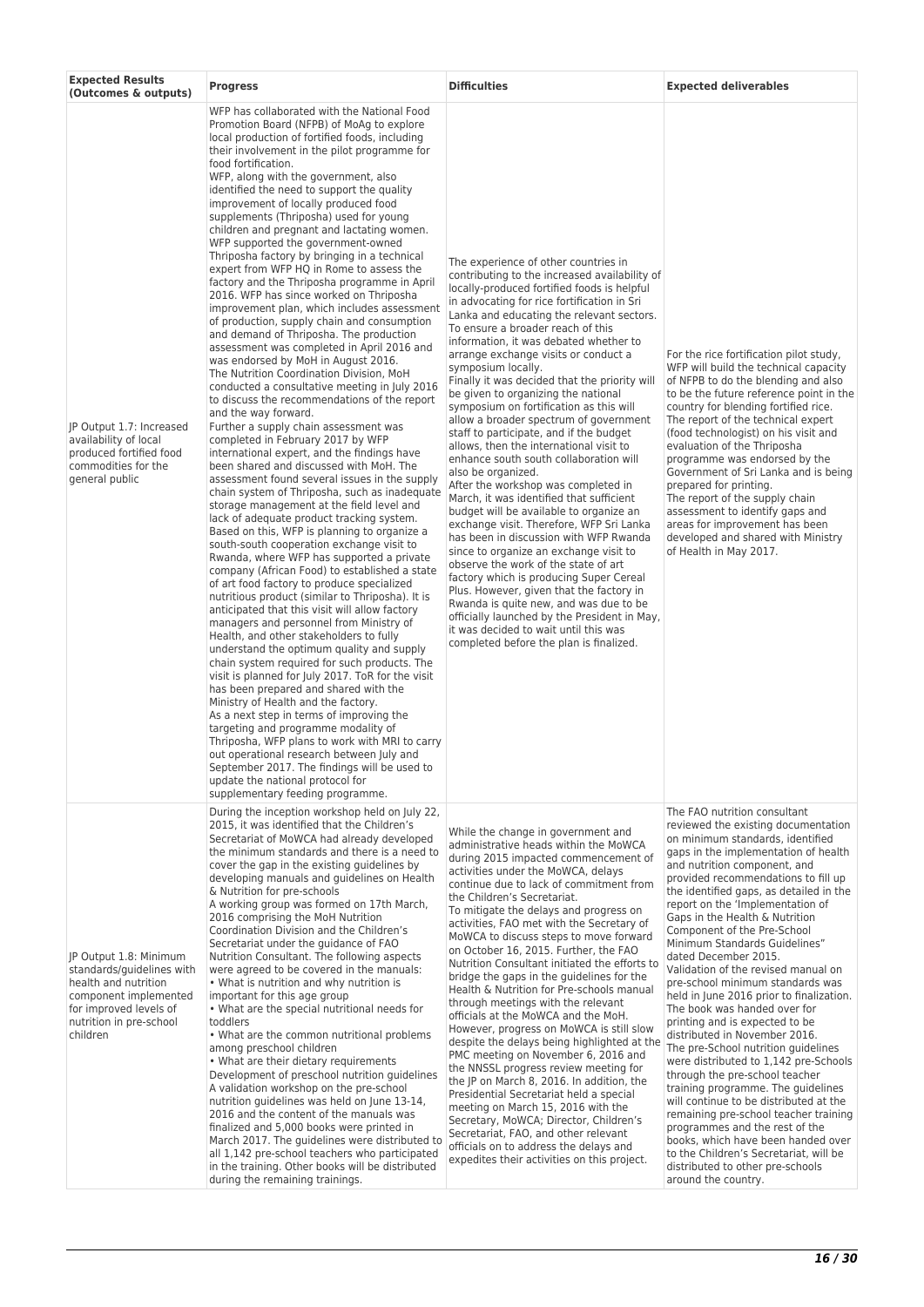| Expected Results (Outcomes & outputs) | Progress | Difficulties | Expected deliverables |
|---|---|---|---|
| JP Output 1.7: Increased availability of local produced fortified food commodities for the general public | WFP has collaborated with the National Food Promotion Board (NFPB) of MoAg to explore local production of fortified foods, including their involvement in the pilot programme for food fortification.<br>WFP, along with the government, also identified the need to support the quality improvement of locally produced food supplements (Thriposha) used for young children and pregnant and lactating women. WFP supported the government-owned Thriposha factory by bringing in a technical expert from WFP HQ in Rome to assess the factory and the Thriposha programme in April 2016. WFP has since worked on Thriposha improvement plan, which includes assessment of production, supply chain and consumption and demand of Thriposha. The production assessment was completed in April 2016 and was endorsed by MoH in August 2016.<br>The Nutrition Coordination Division, MoH conducted a consultative meeting in July 2016 to discuss the recommendations of the report and the way forward.<br>Further a supply chain assessment was completed in February 2017 by WFP international expert, and the findings have been shared and discussed with MoH. The assessment found several issues in the supply chain system of Thriposha, such as inadequate storage management at the field level and lack of adequate product tracking system. Based on this, WFP is planning to organize a south-south cooperation exchange visit to Rwanda, where WFP has supported a private company (African Food) to established a state of art food factory to produce specialized nutritious product (similar to Thriposha). It is anticipated that this visit will allow factory managers and personnel from Ministry of Health, and other stakeholders to fully understand the optimum quality and supply chain system required for such products. The visit is planned for July 2017. ToR for the visit has been prepared and shared with the Ministry of Health and the factory.<br>As a next step in terms of improving the targeting and programme modality of Thriposha, WFP plans to work with MRI to carry out operational research between July and September 2017. The findings will be used to update the national protocol for supplementary feeding programme. | The experience of other countries in contributing to the increased availability of locally-produced fortified foods is helpful in advocating for rice fortification in Sri Lanka and educating the relevant sectors. To ensure a broader reach of this information, it was debated whether to arrange exchange visits or conduct a symposium locally.<br>Finally it was decided that the priority will be given to organizing the national symposium on fortification as this will allow a broader spectrum of government staff to participate, and if the budget allows, then the international visit to enhance south south collaboration will also be organized.<br>After the workshop was completed in March, it was identified that sufficient budget will be available to organize an exchange visit. Therefore, WFP Sri Lanka has been in discussion with WFP Rwanda since to organize an exchange visit to observe the work of the state of art factory which is producing Super Cereal Plus. However, given that the factory in Rwanda is quite new, and was due to be officially launched by the President in May, it was decided to wait until this was completed before the plan is finalized. | For the rice fortification pilot study, WFP will build the technical capacity of NFPB to do the blending and also to be the future reference point in the country for blending fortified rice.<br>The report of the technical expert (food technologist) on his visit and evaluation of the Thriposha programme was endorsed by the Government of Sri Lanka and is being prepared for printing.<br>The report of the supply chain assessment to identify gaps and areas for improvement has been developed and shared with Ministry of Health in May 2017. |
| JP Output 1.8: Minimum standards/guidelines with health and nutrition component implemented for improved levels of nutrition in pre-school children | During the inception workshop held on July 22, 2015, it was identified that the Children's Secretariat of MoWCA had already developed the minimum standards and there is a need to cover the gap in the existing guidelines by developing manuals and guidelines on Health & Nutrition for pre-schools<br>A working group was formed on 17th March, 2016 comprising the MoH Nutrition Coordination Division and the Children's Secretariat under the guidance of FAO Nutrition Consultant. The following aspects were agreed to be covered in the manuals:<br>• What is nutrition and why nutrition is important for this age group<br>• What are the special nutritional needs for toddlers<br>• What are the common nutritional problems among preschool children<br>• What are their dietary requirements<br>Development of preschool nutrition guidelines<br>A validation workshop on the pre-school nutrition guidelines was held on June 13-14, 2016 and the content of the manuals was finalized and 5,000 books were printed in March 2017. The guidelines were distributed to all 1,142 pre-school teachers who participated in the training. Other books will be distributed during the remaining trainings. | While the change in government and administrative heads within the MoWCA during 2015 impacted commencement of activities under the MoWCA, delays continue due to lack of commitment from the Children's Secretariat.<br>To mitigate the delays and progress on activities, FAO met with the Secretary of MoWCA to discuss steps to move forward on October 16, 2015. Further, the FAO Nutrition Consultant initiated the efforts to bridge the gaps in the guidelines for the Health & Nutrition for Pre-schools manual through meetings with the relevant officials at the MoWCA and the MoH. However, progress on MoWCA is still slow despite the delays being highlighted at the PMC meeting on November 6, 2016 and the NNSSL progress review meeting for the JP on March 8, 2016. In addition, the Presidential Secretariat held a special meeting on March 15, 2016 with the Secretary, MoWCA; Director, Children's Secretariat, FAO, and other relevant officials on to address the delays and expedites their activities on this project. | The FAO nutrition consultant reviewed the existing documentation on minimum standards, identified gaps in the implementation of health and nutrition component, and provided recommendations to fill up the identified gaps, as detailed in the report on the 'Implementation of Gaps in the Health & Nutrition Component of the Pre-School Minimum Standards Guidelines" dated December 2015.<br>Validation of the revised manual on pre-school minimum standards was held in June 2016 prior to finalization. The book was handed over for printing and is expected to be distributed in November 2016.<br>The pre-School nutrition guidelines were distributed to 1,142 pre-Schools through the pre-school teacher training programme. The guidelines will continue to be distributed at the remaining pre-school teacher training programmes and the rest of the books, which have been handed over to the Children's Secretariat, will be distributed to other pre-schools around the country. |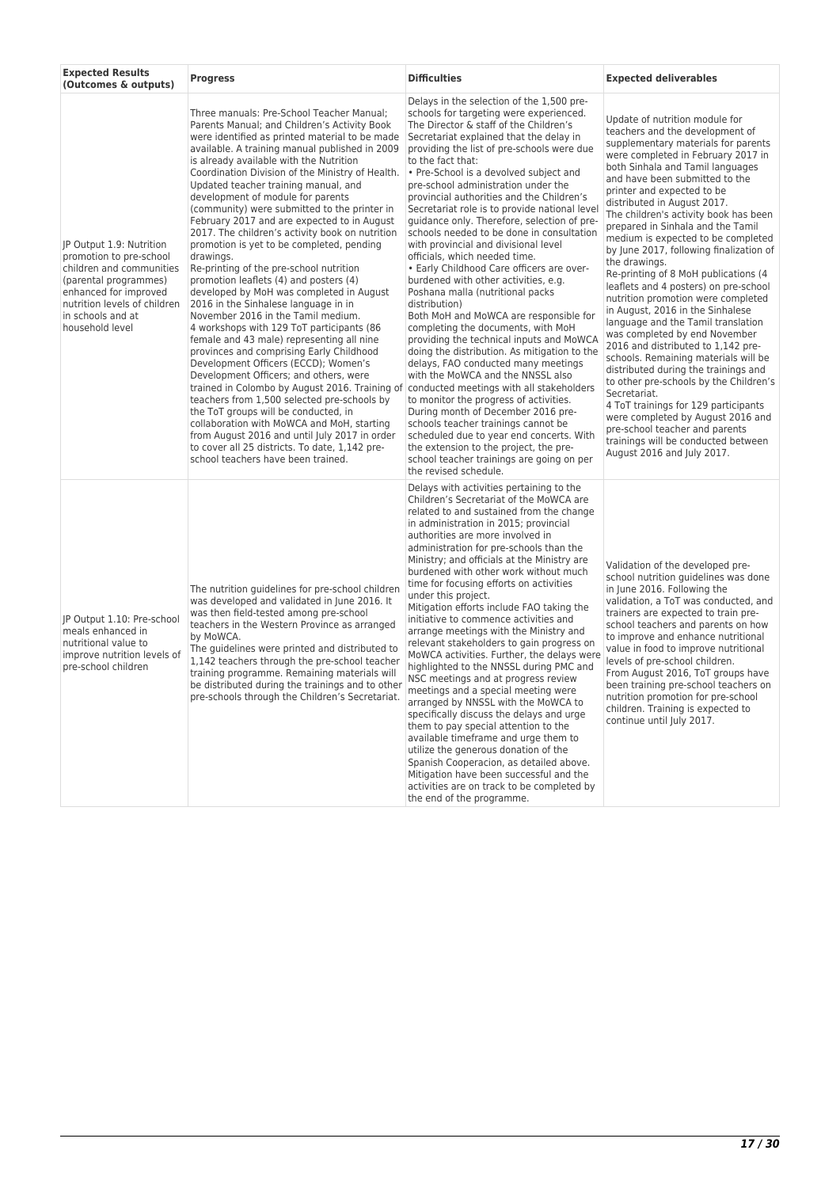| Expected Results (Outcomes & outputs) | Progress | Difficulties | Expected deliverables |
|---|---|---|---|
| JP Output 1.9: Nutrition promotion to pre-school children and communities (parental programmes) enhanced for improved nutrition levels of children in schools and at household level | Three manuals: Pre-School Teacher Manual; Parents Manual; and Children's Activity Book were identified as printed material to be made available. A training manual published in 2009 is already available with the Nutrition Coordination Division of the Ministry of Health. Updated teacher training manual, and development of module for parents (community) were submitted to the printer in February 2017 and are expected to in August 2017. The children's activity book on nutrition promotion is yet to be completed, pending drawings.<br>Re-printing of the pre-school nutrition promotion leaflets (4) and posters (4) developed by MoH was completed in August 2016 in the Sinhalese language in in November 2016 in the Tamil medium.<br>4 workshops with 129 ToT participants (86 female and 43 male) representing all nine provinces and comprising Early Childhood Development Officers (ECCD); Women's Development Officers; and others, were trained in Colombo by August 2016. Training of teachers from 1,500 selected pre-schools by the ToT groups will be conducted, in collaboration with MoWCA and MoH, starting from August 2016 and until July 2017 in order to cover all 25 districts. To date, 1,142 pre-school teachers have been trained. | Delays in the selection of the 1,500 pre-schools for targeting were experienced. The Director & staff of the Children's Secretariat explained that the delay in providing the list of pre-schools were due to the fact that:<br>• Pre-School is a devolved subject and pre-school administration under the provincial authorities and the Children's Secretariat role is to provide national level guidance only. Therefore, selection of pre-schools needed to be done in consultation with provincial and divisional level officials, which needed time.<br>• Early Childhood Care officers are over-burdened with other activities, e.g. Poshana malla (nutritional packs distribution)<br>Both MoH and MoWCA are responsible for completing the documents, with MoH providing the technical inputs and MoWCA doing the distribution. As mitigation to the delays, FAO conducted many meetings with the MoWCA and the NNSSL also conducted meetings with all stakeholders to monitor the progress of activities.<br>During month of December 2016 pre-schools teacher trainings cannot be scheduled due to year end concerts. With the extension to the project, the pre-school teacher trainings are going on per the revised schedule. | Update of nutrition module for teachers and the development of supplementary materials for parents were completed in February 2017 in both Sinhala and Tamil languages and have been submitted to the printer and expected to be distributed in August 2017.<br>The children's activity book has been prepared in Sinhala and the Tamil medium is expected to be completed by June 2017, following finalization of the drawings.<br>Re-printing of 8 MoH publications (4 leaflets and 4 posters) on pre-school nutrition promotion were completed in August, 2016 in the Sinhalese language and the Tamil translation was completed by end November 2016 and distributed to 1,142 pre-schools. Remaining materials will be distributed during the trainings and to other pre-schools by the Children's Secretariat.<br>4 ToT trainings for 129 participants were completed by August 2016 and pre-school teacher and parents trainings will be conducted between August 2016 and July 2017. |
| JP Output 1.10: Pre-school meals enhanced in nutritional value to improve nutrition levels of pre-school children | The nutrition guidelines for pre-school children was developed and validated in June 2016. It was then field-tested among pre-school teachers in the Western Province as arranged by MoWCA.<br>The guidelines were printed and distributed to 1,142 teachers through the pre-school teacher training programme. Remaining materials will be distributed during the trainings and to other pre-schools through the Children's Secretariat. | Delays with activities pertaining to the Children's Secretariat of the MoWCA are related to and sustained from the change in administration in 2015; provincial authorities are more involved in administration for pre-schools than the Ministry; and officials at the Ministry are burdened with other work without much time for focusing efforts on activities under this project.<br>Mitigation efforts include FAO taking the initiative to commence activities and arrange meetings with the Ministry and relevant stakeholders to gain progress on MoWCA activities. Further, the delays were highlighted to the NNSSL during PMC and NSC meetings and at progress review meetings and a special meeting were arranged by NNSSL with the MoWCA to specifically discuss the delays and urge them to pay special attention to the available timeframe and urge them to utilize the generous donation of the Spanish Cooperacion, as detailed above. Mitigation have been successful and the activities are on track to be completed by the end of the programme. | Validation of the developed pre-school nutrition guidelines was done in June 2016. Following the validation, a ToT was conducted, and trainers are expected to train pre-school teachers and parents on how to improve and enhance nutritional value in food to improve nutritional levels of pre-school children.<br>From August 2016, ToT groups have been training pre-school teachers on nutrition promotion for pre-school children. Training is expected to continue until July 2017. |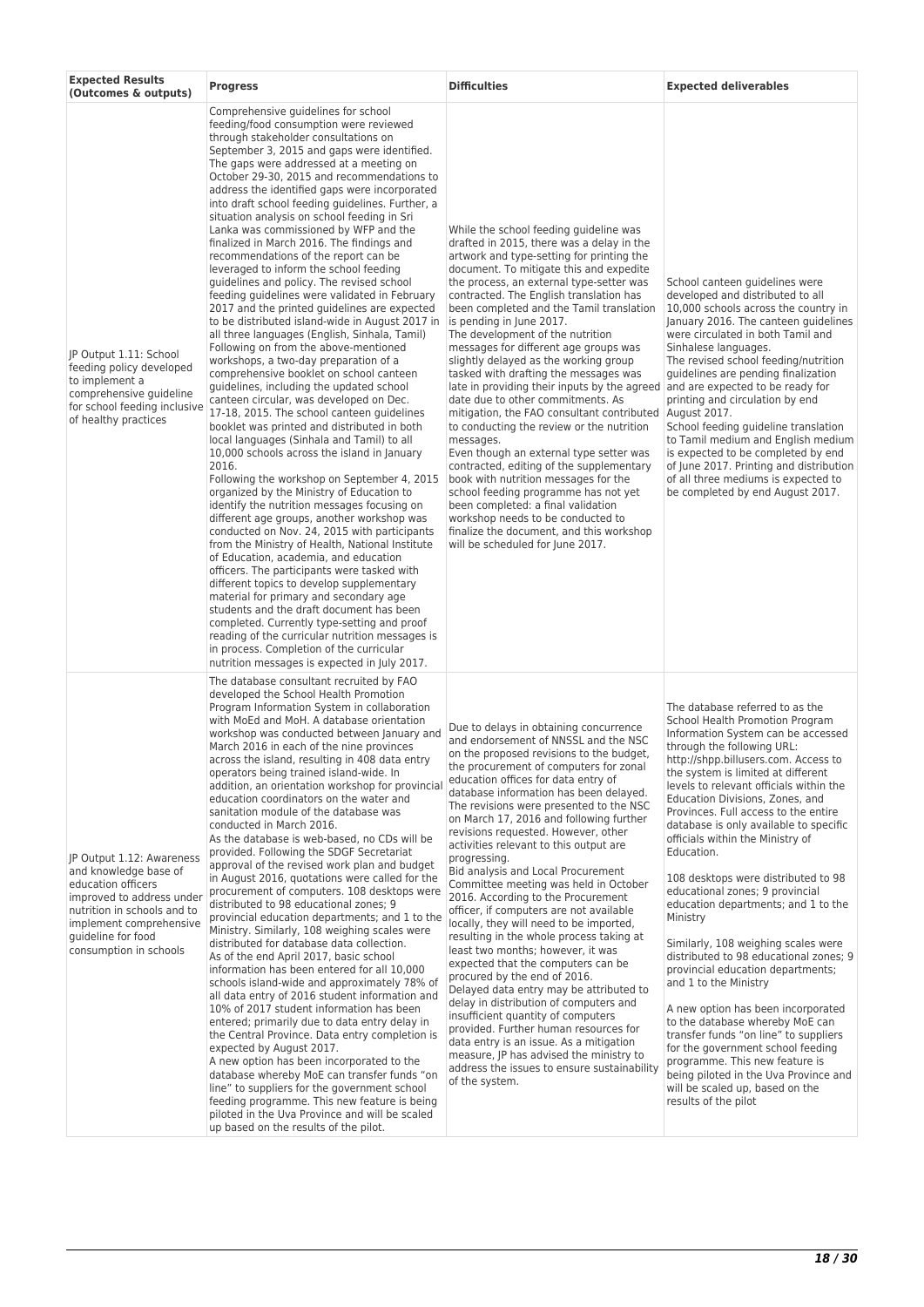| Expected Results (Outcomes & outputs) | Progress | Difficulties | Expected deliverables |
|---|---|---|---|
| JP Output 1.11: School feeding policy developed to implement a comprehensive guideline for school feeding inclusive of healthy practices | Comprehensive guidelines for school feeding/food consumption were reviewed through stakeholder consultations on September 3, 2015 and gaps were identified. The gaps were addressed at a meeting on October 29-30, 2015 and recommendations to address the identified gaps were incorporated into draft school feeding guidelines. Further, a situation analysis on school feeding in Sri Lanka was commissioned by WFP and the finalized in March 2016. The findings and recommendations of the report can be leveraged to inform the school feeding guidelines and policy. The revised school feeding guidelines were validated in February 2017 and the printed guidelines are expected to be distributed island-wide in August 2017 in all three languages (English, Sinhala, Tamil)<br>Following on from the above-mentioned workshops, a two-day preparation of a comprehensive booklet on school canteen guidelines, including the updated school canteen circular, was developed on Dec. 17-18, 2015. The school canteen guidelines booklet was printed and distributed in both local languages (Sinhala and Tamil) to all 10,000 schools across the island in January 2016.<br>Following the workshop on September 4, 2015 organized by the Ministry of Education to identify the nutrition messages focusing on different age groups, another workshop was conducted on Nov. 24, 2015 with participants from the Ministry of Health, National Institute of Education, academia, and education officers. The participants were tasked with different topics to develop supplementary material for primary and secondary age students and the draft document has been completed. Currently type-setting and proof reading of the curricular nutrition messages is in process. Completion of the curricular nutrition messages is expected in July 2017. | While the school feeding guideline was drafted in 2015, there was a delay in the artwork and type-setting for printing the document. To mitigate this and expedite the process, an external type-setter was contracted. The English translation has been completed and the Tamil translation is pending in June 2017.<br>The development of the nutrition messages for different age groups was slightly delayed as the working group tasked with drafting the messages was late in providing their inputs by the agreed date due to other commitments. As mitigation, the FAO consultant contributed to conducting the review or the nutrition messages.<br>Even though an external type setter was contracted, editing of the supplementary book with nutrition messages for the school feeding programme has not yet been completed: a final validation workshop needs to be conducted to finalize the document, and this workshop will be scheduled for June 2017. | School canteen guidelines were developed and distributed to all 10,000 schools across the country in January 2016. The canteen guidelines were circulated in both Tamil and Sinhalese languages.<br>The revised school feeding/nutrition guidelines are pending finalization and are expected to be ready for printing and circulation by end August 2017.<br>School feeding guideline translation to Tamil medium and English medium is expected to be completed by end of June 2017. Printing and distribution of all three mediums is expected to be completed by end August 2017. |
| JP Output 1.12: Awareness and knowledge base of education officers improved to address under nutrition in schools and to implement comprehensive guideline for food consumption in schools | The database consultant recruited by FAO developed the School Health Promotion Program Information System in collaboration with MoEd and MoH. A database orientation workshop was conducted between January and March 2016 in each of the nine provinces across the island, resulting in 408 data entry operators being trained island-wide. In addition, an orientation workshop for provincial education coordinators on the water and sanitation module of the database was conducted in March 2016.<br>As the database is web-based, no CDs will be provided. Following the SDGF Secretariat approval of the revised work plan and budget in August 2016, quotations were called for the procurement of computers. 108 desktops were distributed to 98 educational zones; 9 provincial education departments; and 1 to the Ministry. Similarly, 108 weighing scales were distributed for database data collection.<br>As of the end April 2017, basic school information has been entered for all 10,000 schools island-wide and approximately 78% of all data entry of 2016 student information and 10% of 2017 student information has been entered; primarily due to data entry delay in the Central Province. Data entry completion is expected by August 2017.<br>A new option has been incorporated to the database whereby MoE can transfer funds "on line" to suppliers for the government school feeding programme. This new feature is being piloted in the Uva Province and will be scaled up based on the results of the pilot. | Due to delays in obtaining concurrence and endorsement of NNSSL and the NSC on the proposed revisions to the budget, the procurement of computers for zonal education offices for data entry of database information has been delayed. The revisions were presented to the NSC on March 17, 2016 and following further revisions requested. However, other activities relevant to this output are progressing.<br>Bid analysis and Local Procurement Committee meeting was held in October 2016. According to the Procurement officer, if computers are not available locally, they will need to be imported, resulting in the whole process taking at least two months; however, it was expected that the computers can be procured by the end of 2016.<br>Delayed data entry may be attributed to delay in distribution of computers and insufficient quantity of computers provided. Further human resources for data entry is an issue. As a mitigation measure, JP has advised the ministry to address the issues to ensure sustainability of the system. | The database referred to as the School Health Promotion Program Information System can be accessed through the following URL: http://shpp.billusers.com. Access to the system is limited at different levels to relevant officials within the Education Divisions, Zones, and Provinces. Full access to the entire database is only available to specific officials within the Ministry of Education.<br><br>108 desktops were distributed to 98 educational zones; 9 provincial education departments; and 1 to the Ministry<br><br>Similarly, 108 weighing scales were distributed to 98 educational zones; 9 provincial education departments; and 1 to the Ministry<br><br>A new option has been incorporated to the database whereby MoE can transfer funds "on line" to suppliers for the government school feeding programme. This new feature is being piloted in the Uva Province and will be scaled up, based on the results of the pilot |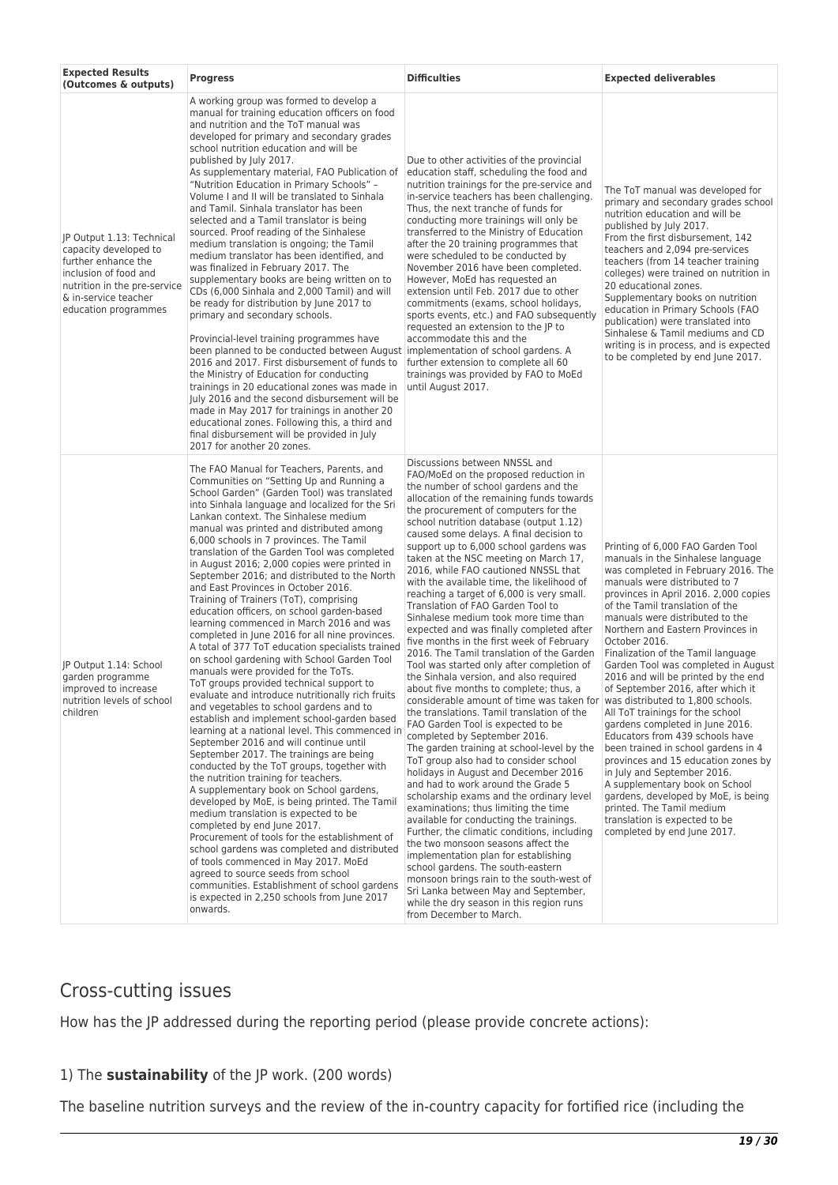| Expected Results (Outcomes & outputs) | Progress | Difficulties | Expected deliverables |
|---|---|---|---|
| JP Output 1.13: Technical capacity developed to further enhance the inclusion of food and nutrition in the pre-service & in-service teacher education programmes | A working group was formed to develop a manual for training education officers on food and nutrition and the ToT manual was developed for primary and secondary grades school nutrition education and will be published by July 2017. As supplementary material, FAO Publication of "Nutrition Education in Primary Schools" – Volume I and II will be translated to Sinhala and Tamil. Sinhala translator has been selected and a Tamil translator is being sourced. Proof reading of the Sinhalese medium translation is ongoing; the Tamil medium translator has been identified, and was finalized in February 2017. The supplementary books are being written on to CDs (6,000 Sinhala and 2,000 Tamil) and will be ready for distribution by June 2017 to primary and secondary schools.<br><br>Provincial-level training programmes have been planned to be conducted between August 2016 and 2017. First disbursement of funds to the Ministry of Education for conducting trainings in 20 educational zones was made in July 2016 and the second disbursement will be made in May 2017 for trainings in another 20 educational zones. Following this, a third and final disbursement will be provided in July 2017 for another 20 zones. | Due to other activities of the provincial education staff, scheduling the food and nutrition trainings for the pre-service and in-service teachers has been challenging. Thus, the next tranche of funds for conducting more trainings will only be transferred to the Ministry of Education after the 20 training programmes that were scheduled to be conducted by November 2016 have been completed. However, MoEd has requested an extension until Feb. 2017 due to other commitments (exams, school holidays, sports events, etc.) and FAO subsequently requested an extension to the JP to accommodate this and the implementation of school gardens. A further extension to complete all 60 trainings was provided by FAO to MoEd until August 2017. | The ToT manual was developed for primary and secondary grades school nutrition education and will be published by July 2017.<br>From the first disbursement, 142 teachers and 2,094 pre-services teachers (from 14 teacher training colleges) were trained on nutrition in 20 educational zones.<br>Supplementary books on nutrition education in Primary Schools (FAO publication) were translated into Sinhalese & Tamil mediums and CD writing is in process, and is expected to be completed by end June 2017. |
| JP Output 1.14: School garden programme improved to increase nutrition levels of school children | The FAO Manual for Teachers, Parents, and Communities on "Setting Up and Running a School Garden" (Garden Tool) was translated into Sinhala language and localized for the Sri Lankan context. The Sinhalese medium manual was printed and distributed among 6,000 schools in 7 provinces. The Tamil translation of the Garden Tool was completed in August 2016; 2,000 copies were printed in September 2016; and distributed to the North and East Provinces in October 2016.<br>Training of Trainers (ToT), comprising education officers, on school garden-based learning commenced in March 2016 and was completed in June 2016 for all nine provinces. A total of 377 ToT education specialists trained on school gardening with School Garden Tool manuals were provided for the ToTs.<br>ToT groups provided technical support to evaluate and introduce nutritionally rich fruits and vegetables to school gardens and to establish and implement school-garden based learning at a national level. This commenced in September 2016 and will continue until September 2017. The trainings are being conducted by the ToT groups, together with the nutrition training for teachers.<br>A supplementary book on School gardens, developed by MoE, is being printed. The Tamil medium translation is expected to be completed by end June 2017.<br>Procurement of tools for the establishment of school gardens was completed and distributed of tools commenced in May 2017. MoEd agreed to source seeds from school communities. Establishment of school gardens is expected in 2,250 schools from June 2017 onwards. | Discussions between NNSSL and FAO/MoEd on the proposed reduction in the number of school gardens and the allocation of the remaining funds towards the procurement of computers for the school nutrition database (output 1.12) caused some delays. A final decision to support up to 6,000 school gardens was taken at the NSC meeting on March 17, 2016, while FAO cautioned NNSSL that with the available time, the likelihood of reaching a target of 6,000 is very small.<br>Translation of FAO Garden Tool to Sinhalese medium took more time than expected and was finally completed after five months in the first week of February 2016. The Tamil translation of the Garden Tool was started only after completion of the Sinhala version, and also required about five months to complete; thus, a considerable amount of time was taken for the translations. Tamil translation of the FAO Garden Tool is expected to be completed by September 2016.<br>The garden training at school-level by the ToT group also had to consider school holidays in August and December 2016 and had to work around the Grade 5 scholarship exams and the ordinary level examinations; thus limiting the time available for conducting the trainings.<br>Further, the climatic conditions, including the two monsoon seasons affect the implementation plan for establishing school gardens. The south-eastern monsoon brings rain to the south-west of Sri Lanka between May and September, while the dry season in this region runs from December to March. | Printing of 6,000 FAO Garden Tool manuals in the Sinhalese language was completed in February 2016. The manuals were distributed to 7 provinces in April 2016. 2,000 copies of the Tamil translation of the manuals were distributed to the Northern and Eastern Provinces in October 2016.<br>Finalization of the Tamil language Garden Tool was completed in August 2016 and will be printed by the end of September 2016, after which it was distributed to 1,800 schools.<br>All ToT trainings for the school gardens completed in June 2016.<br>Educators from 439 schools have been trained in school gardens in 4 provinces and 15 education zones by in July and September 2016.<br>A supplementary book on School gardens, developed by MoE, is being printed. The Tamil medium translation is expected to be completed by end June 2017. |

# Cross-cutting issues

How has the JP addressed during the reporting period (please provide concrete actions):

1) The **sustainability** of the JP work. (200 words)

The baseline nutrition surveys and the review of the in-country capacity for fortified rice (including the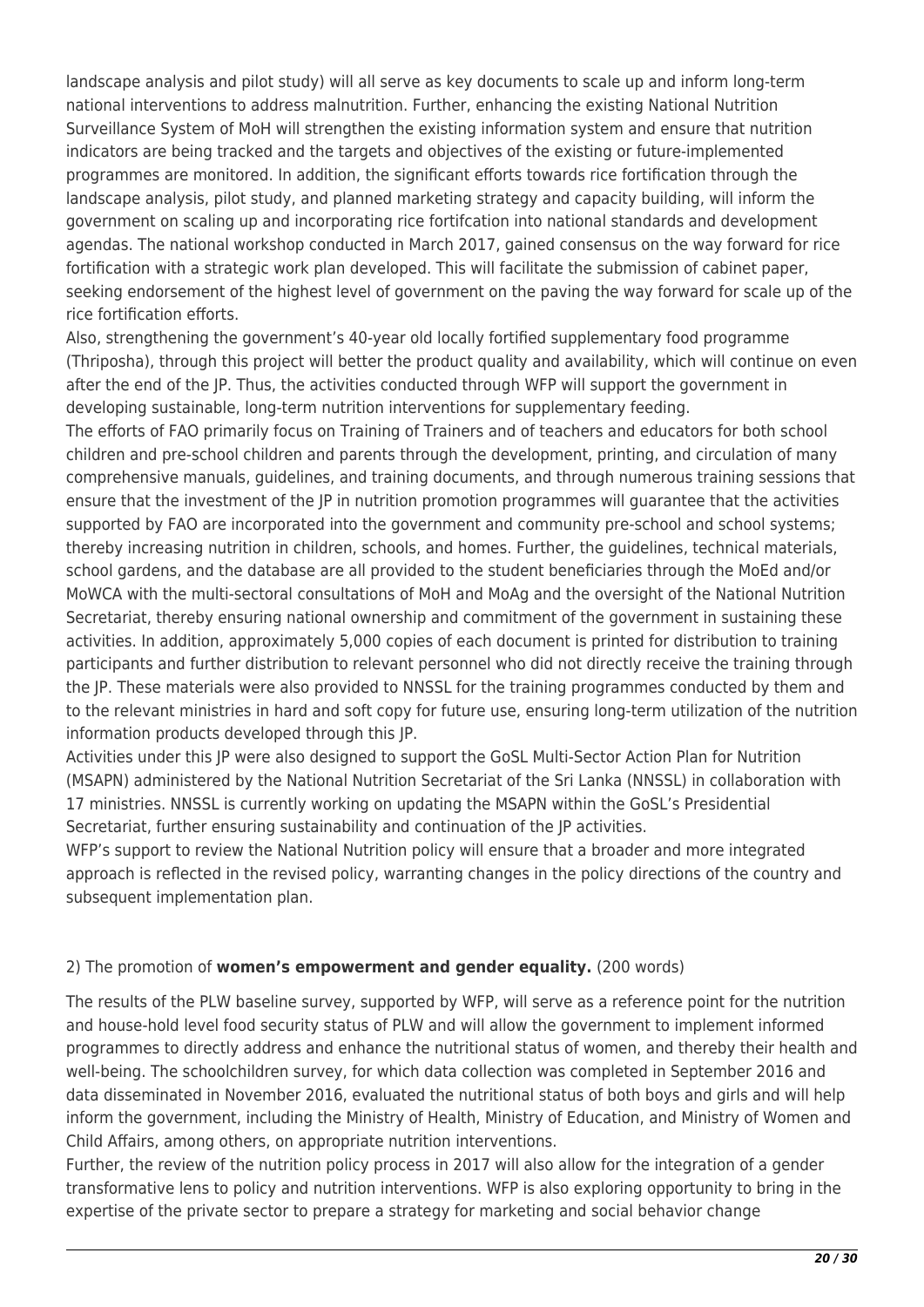landscape analysis and pilot study) will all serve as key documents to scale up and inform long-term national interventions to address malnutrition. Further, enhancing the existing National Nutrition Surveillance System of MoH will strengthen the existing information system and ensure that nutrition indicators are being tracked and the targets and objectives of the existing or future-implemented programmes are monitored. In addition, the significant efforts towards rice fortification through the landscape analysis, pilot study, and planned marketing strategy and capacity building, will inform the government on scaling up and incorporating rice fortifcation into national standards and development agendas. The national workshop conducted in March 2017, gained consensus on the way forward for rice fortification with a strategic work plan developed. This will facilitate the submission of cabinet paper, seeking endorsement of the highest level of government on the paving the way forward for scale up of the rice fortification efforts.

Also, strengthening the government's 40-year old locally fortified supplementary food programme (Thriposha), through this project will better the product quality and availability, which will continue on even after the end of the JP. Thus, the activities conducted through WFP will support the government in developing sustainable, long-term nutrition interventions for supplementary feeding.

The efforts of FAO primarily focus on Training of Trainers and of teachers and educators for both school children and pre-school children and parents through the development, printing, and circulation of many comprehensive manuals, guidelines, and training documents, and through numerous training sessions that ensure that the investment of the JP in nutrition promotion programmes will guarantee that the activities supported by FAO are incorporated into the government and community pre-school and school systems; thereby increasing nutrition in children, schools, and homes. Further, the guidelines, technical materials, school gardens, and the database are all provided to the student beneficiaries through the MoEd and/or MoWCA with the multi-sectoral consultations of MoH and MoAg and the oversight of the National Nutrition Secretariat, thereby ensuring national ownership and commitment of the government in sustaining these activities. In addition, approximately 5,000 copies of each document is printed for distribution to training participants and further distribution to relevant personnel who did not directly receive the training through the JP. These materials were also provided to NNSSL for the training programmes conducted by them and to the relevant ministries in hard and soft copy for future use, ensuring long-term utilization of the nutrition information products developed through this JP.

Activities under this JP were also designed to support the GoSL Multi-Sector Action Plan for Nutrition (MSAPN) administered by the National Nutrition Secretariat of the Sri Lanka (NNSSL) in collaboration with 17 ministries. NNSSL is currently working on updating the MSAPN within the GoSL's Presidential Secretariat, further ensuring sustainability and continuation of the JP activities.

WFP's support to review the National Nutrition policy will ensure that a broader and more integrated approach is reflected in the revised policy, warranting changes in the policy directions of the country and subsequent implementation plan.

2) The promotion of **women's empowerment and gender equality.** (200 words)

The results of the PLW baseline survey, supported by WFP, will serve as a reference point for the nutrition and house-hold level food security status of PLW and will allow the government to implement informed programmes to directly address and enhance the nutritional status of women, and thereby their health and well-being. The schoolchildren survey, for which data collection was completed in September 2016 and data disseminated in November 2016, evaluated the nutritional status of both boys and girls and will help inform the government, including the Ministry of Health, Ministry of Education, and Ministry of Women and Child Affairs, among others, on appropriate nutrition interventions.

Further, the review of the nutrition policy process in 2017 will also allow for the integration of a gender transformative lens to policy and nutrition interventions. WFP is also exploring opportunity to bring in the expertise of the private sector to prepare a strategy for marketing and social behavior change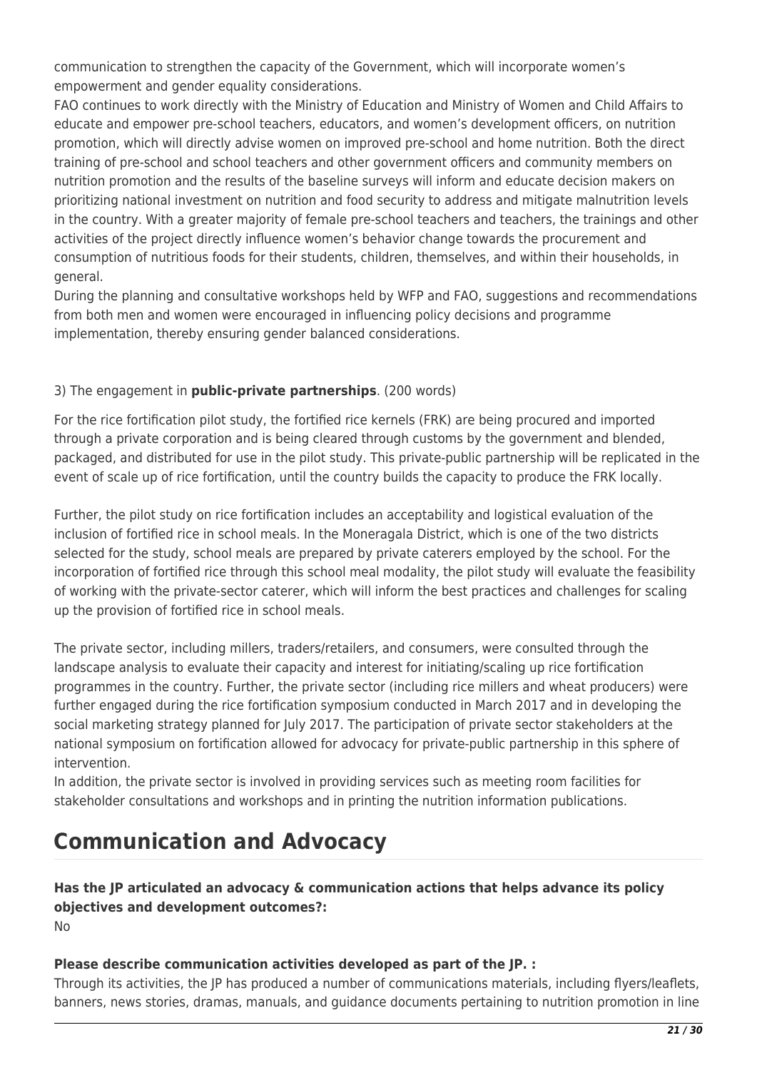communication to strengthen the capacity of the Government, which will incorporate women's empowerment and gender equality considerations.

FAO continues to work directly with the Ministry of Education and Ministry of Women and Child Affairs to educate and empower pre-school teachers, educators, and women's development officers, on nutrition promotion, which will directly advise women on improved pre-school and home nutrition. Both the direct training of pre-school and school teachers and other government officers and community members on nutrition promotion and the results of the baseline surveys will inform and educate decision makers on prioritizing national investment on nutrition and food security to address and mitigate malnutrition levels in the country. With a greater majority of female pre-school teachers and teachers, the trainings and other activities of the project directly influence women's behavior change towards the procurement and consumption of nutritious foods for their students, children, themselves, and within their households, in general.

During the planning and consultative workshops held by WFP and FAO, suggestions and recommendations from both men and women were encouraged in influencing policy decisions and programme implementation, thereby ensuring gender balanced considerations.

3) The engagement in **public-private partnerships**. (200 words)

For the rice fortification pilot study, the fortified rice kernels (FRK) are being procured and imported through a private corporation and is being cleared through customs by the government and blended, packaged, and distributed for use in the pilot study. This private-public partnership will be replicated in the event of scale up of rice fortification, until the country builds the capacity to produce the FRK locally.

Further, the pilot study on rice fortification includes an acceptability and logistical evaluation of the inclusion of fortified rice in school meals. In the Moneragala District, which is one of the two districts selected for the study, school meals are prepared by private caterers employed by the school. For the incorporation of fortified rice through this school meal modality, the pilot study will evaluate the feasibility of working with the private-sector caterer, which will inform the best practices and challenges for scaling up the provision of fortified rice in school meals.

The private sector, including millers, traders/retailers, and consumers, were consulted through the landscape analysis to evaluate their capacity and interest for initiating/scaling up rice fortification programmes in the country. Further, the private sector (including rice millers and wheat producers) were further engaged during the rice fortification symposium conducted in March 2017 and in developing the social marketing strategy planned for July 2017. The participation of private sector stakeholders at the national symposium on fortification allowed for advocacy for private-public partnership in this sphere of intervention.

In addition, the private sector is involved in providing services such as meeting room facilities for stakeholder consultations and workshops and in printing the nutrition information publications.

# Communication and Advocacy

**Has the JP articulated an advocacy & communication actions that helps advance its policy objectives and development outcomes?:**

No

**Please describe communication activities developed as part of the JP. :**

Through its activities, the JP has produced a number of communications materials, including flyers/leaflets, banners, news stories, dramas, manuals, and guidance documents pertaining to nutrition promotion in line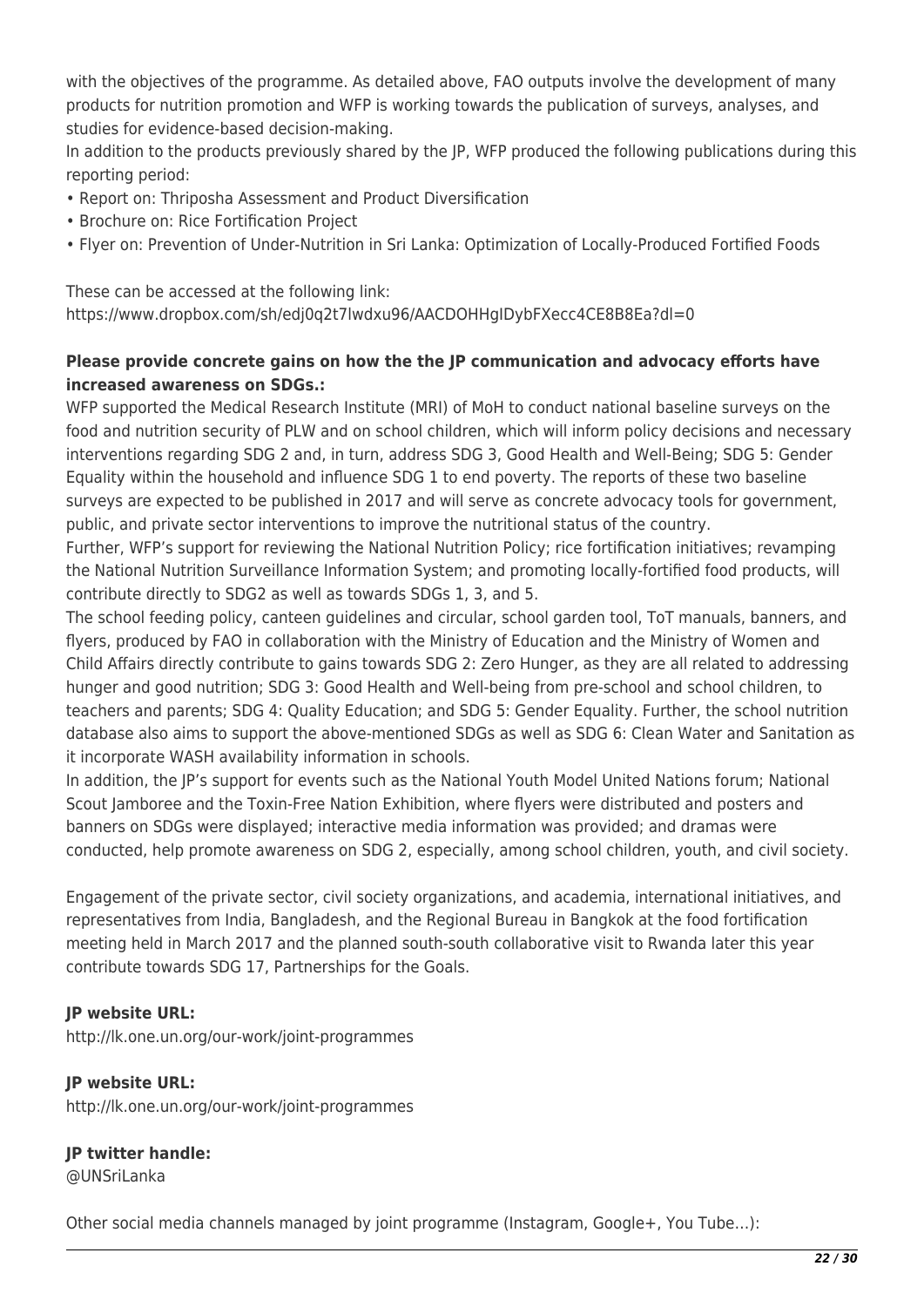with the objectives of the programme. As detailed above, FAO outputs involve the development of many products for nutrition promotion and WFP is working towards the publication of surveys, analyses, and studies for evidence-based decision-making.

In addition to the products previously shared by the JP, WFP produced the following publications during this reporting period:

- Report on: Thriposha Assessment and Product Diversification
- Brochure on: Rice Fortification Project
- Flyer on: Prevention of Under-Nutrition in Sri Lanka: Optimization of Locally-Produced Fortified Foods

These can be accessed at the following link:
https://www.dropbox.com/sh/edj0q2t7lwdxu96/AACDOHHgIDybFXecc4CE8B8Ea?dl=0

**Please provide concrete gains on how the the JP communication and advocacy efforts have increased awareness on SDGs.:**

WFP supported the Medical Research Institute (MRI) of MoH to conduct national baseline surveys on the food and nutrition security of PLW and on school children, which will inform policy decisions and necessary interventions regarding SDG 2 and, in turn, address SDG 3, Good Health and Well-Being; SDG 5: Gender Equality within the household and influence SDG 1 to end poverty. The reports of these two baseline surveys are expected to be published in 2017 and will serve as concrete advocacy tools for government, public, and private sector interventions to improve the nutritional status of the country.

Further, WFP's support for reviewing the National Nutrition Policy; rice fortification initiatives; revamping the National Nutrition Surveillance Information System; and promoting locally-fortified food products, will contribute directly to SDG2 as well as towards SDGs 1, 3, and 5.

The school feeding policy, canteen guidelines and circular, school garden tool, ToT manuals, banners, and flyers, produced by FAO in collaboration with the Ministry of Education and the Ministry of Women and Child Affairs directly contribute to gains towards SDG 2: Zero Hunger, as they are all related to addressing hunger and good nutrition; SDG 3: Good Health and Well-being from pre-school and school children, to teachers and parents; SDG 4: Quality Education; and SDG 5: Gender Equality. Further, the school nutrition database also aims to support the above-mentioned SDGs as well as SDG 6: Clean Water and Sanitation as it incorporate WASH availability information in schools.

In addition, the JP's support for events such as the National Youth Model United Nations forum; National Scout Jamboree and the Toxin-Free Nation Exhibition, where flyers were distributed and posters and banners on SDGs were displayed; interactive media information was provided; and dramas were conducted, help promote awareness on SDG 2, especially, among school children, youth, and civil society.

Engagement of the private sector, civil society organizations, and academia, international initiatives, and representatives from India, Bangladesh, and the Regional Bureau in Bangkok at the food fortification meeting held in March 2017 and the planned south-south collaborative visit to Rwanda later this year contribute towards SDG 17, Partnerships for the Goals.

**JP website URL:**

http://lk.one.un.org/our-work/joint-programmes

**JP website URL:**

http://lk.one.un.org/our-work/joint-programmes

**JP twitter handle:**

@UNSriLanka

Other social media channels managed by joint programme (Instagram, Google+, You Tube...):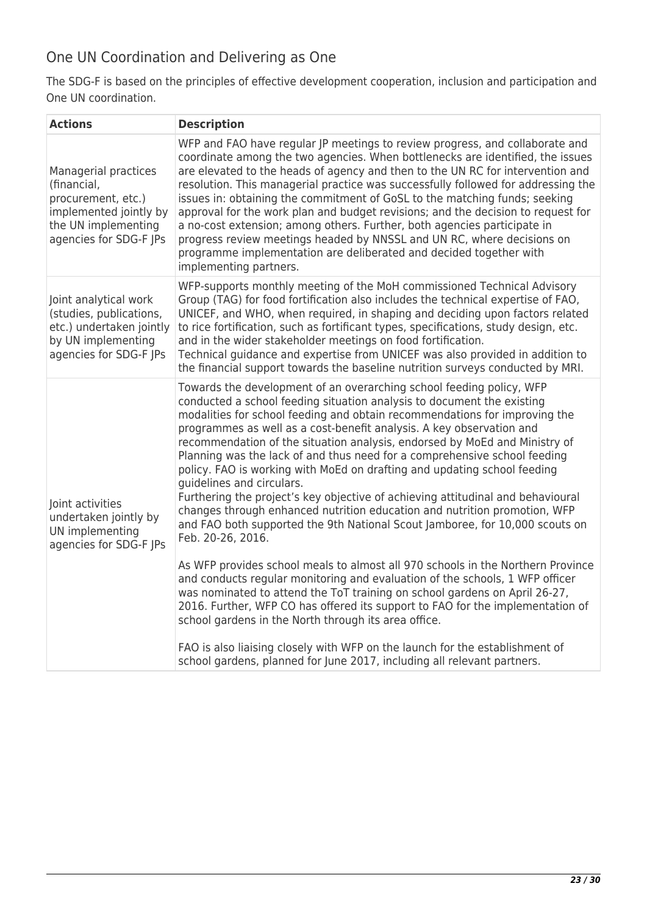## One UN Coordination and Delivering as One

The SDG-F is based on the principles of effective development cooperation, inclusion and participation and One UN coordination.

| Actions | Description |
| --- | --- |
| Managerial practices (financial, procurement, etc.) implemented jointly by the UN implementing agencies for SDG-F JPs | WFP and FAO have regular JP meetings to review progress, and collaborate and coordinate among the two agencies. When bottlenecks are identified, the issues are elevated to the heads of agency and then to the UN RC for intervention and resolution. This managerial practice was successfully followed for addressing the issues in: obtaining the commitment of GoSL to the matching funds; seeking approval for the work plan and budget revisions; and the decision to request for a no-cost extension; among others. Further, both agencies participate in progress review meetings headed by NNSSL and UN RC, where decisions on programme implementation are deliberated and decided together with implementing partners. |
| Joint analytical work (studies, publications, etc.) undertaken jointly by UN implementing agencies for SDG-F JPs | WFP-supports monthly meeting of the MoH commissioned Technical Advisory Group (TAG) for food fortification also includes the technical expertise of FAO, UNICEF, and WHO, when required, in shaping and deciding upon factors related to rice fortification, such as fortificant types, specifications, study design, etc. and in the wider stakeholder meetings on food fortification.<br>Technical guidance and expertise from UNICEF was also provided in addition to the financial support towards the baseline nutrition surveys conducted by MRI. |
| Joint activities undertaken jointly by UN implementing agencies for SDG-F JPs | Towards the development of an overarching school feeding policy, WFP conducted a school feeding situation analysis to document the existing modalities for school feeding and obtain recommendations for improving the programmes as well as a cost-benefit analysis. A key observation and recommendation of the situation analysis, endorsed by MoEd and Ministry of Planning was the lack of and thus need for a comprehensive school feeding policy. FAO is working with MoEd on drafting and updating school feeding guidelines and circulars.<br>Furthering the project's key objective of achieving attitudinal and behavioural changes through enhanced nutrition education and nutrition promotion, WFP and FAO both supported the 9th National Scout Jamboree, for 10,000 scouts on Feb. 20-26, 2016.<br><br>As WFP provides school meals to almost all 970 schools in the Northern Province and conducts regular monitoring and evaluation of the schools, 1 WFP officer was nominated to attend the ToT training on school gardens on April 26-27, 2016. Further, WFP CO has offered its support to FAO for the implementation of school gardens in the North through its area office.<br><br>FAO is also liaising closely with WFP on the launch for the establishment of school gardens, planned for June 2017, including all relevant partners. |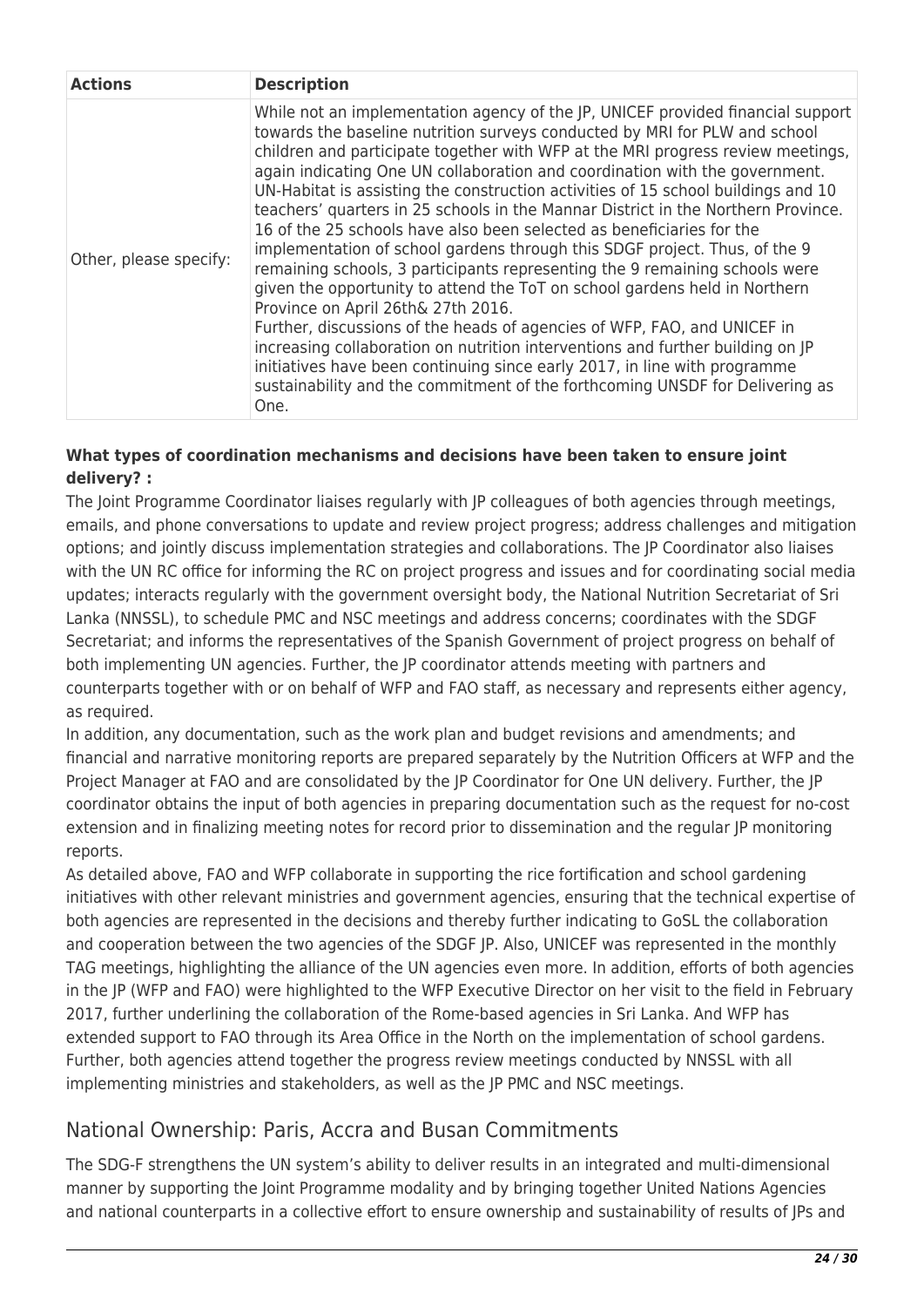| Actions | Description |
| --- | --- |
| Other, please specify: | While not an implementation agency of the JP, UNICEF provided financial support towards the baseline nutrition surveys conducted by MRI for PLW and school children and participate together with WFP at the MRI progress review meetings, again indicating One UN collaboration and coordination with the government. UN-Habitat is assisting the construction activities of 15 school buildings and 10 teachers' quarters in 25 schools in the Mannar District in the Northern Province. 16 of the 25 schools have also been selected as beneficiaries for the implementation of school gardens through this SDGF project. Thus, of the 9 remaining schools, 3 participants representing the 9 remaining schools were given the opportunity to attend the ToT on school gardens held in Northern Province on April 26th& 27th 2016.<br>Further, discussions of the heads of agencies of WFP, FAO, and UNICEF in increasing collaboration on nutrition interventions and further building on JP initiatives have been continuing since early 2017, in line with programme sustainability and the commitment of the forthcoming UNSDF for Delivering as One. |

**What types of coordination mechanisms and decisions have been taken to ensure joint delivery? :**

The Joint Programme Coordinator liaises regularly with JP colleagues of both agencies through meetings, emails, and phone conversations to update and review project progress; address challenges and mitigation options; and jointly discuss implementation strategies and collaborations. The JP Coordinator also liaises with the UN RC office for informing the RC on project progress and issues and for coordinating social media updates; interacts regularly with the government oversight body, the National Nutrition Secretariat of Sri Lanka (NNSSL), to schedule PMC and NSC meetings and address concerns; coordinates with the SDGF Secretariat; and informs the representatives of the Spanish Government of project progress on behalf of both implementing UN agencies. Further, the JP coordinator attends meeting with partners and counterparts together with or on behalf of WFP and FAO staff, as necessary and represents either agency, as required.

In addition, any documentation, such as the work plan and budget revisions and amendments; and financial and narrative monitoring reports are prepared separately by the Nutrition Officers at WFP and the Project Manager at FAO and are consolidated by the JP Coordinator for One UN delivery. Further, the JP coordinator obtains the input of both agencies in preparing documentation such as the request for no-cost extension and in finalizing meeting notes for record prior to dissemination and the regular JP monitoring reports.

As detailed above, FAO and WFP collaborate in supporting the rice fortification and school gardening initiatives with other relevant ministries and government agencies, ensuring that the technical expertise of both agencies are represented in the decisions and thereby further indicating to GoSL the collaboration and cooperation between the two agencies of the SDGF JP. Also, UNICEF was represented in the monthly TAG meetings, highlighting the alliance of the UN agencies even more. In addition, efforts of both agencies in the JP (WFP and FAO) were highlighted to the WFP Executive Director on her visit to the field in February 2017, further underlining the collaboration of the Rome-based agencies in Sri Lanka. And WFP has extended support to FAO through its Area Office in the North on the implementation of school gardens. Further, both agencies attend together the progress review meetings conducted by NNSSL with all implementing ministries and stakeholders, as well as the JP PMC and NSC meetings.

## National Ownership: Paris, Accra and Busan Commitments

The SDG-F strengthens the UN system's ability to deliver results in an integrated and multi-dimensional manner by supporting the Joint Programme modality and by bringing together United Nations Agencies and national counterparts in a collective effort to ensure ownership and sustainability of results of JPs and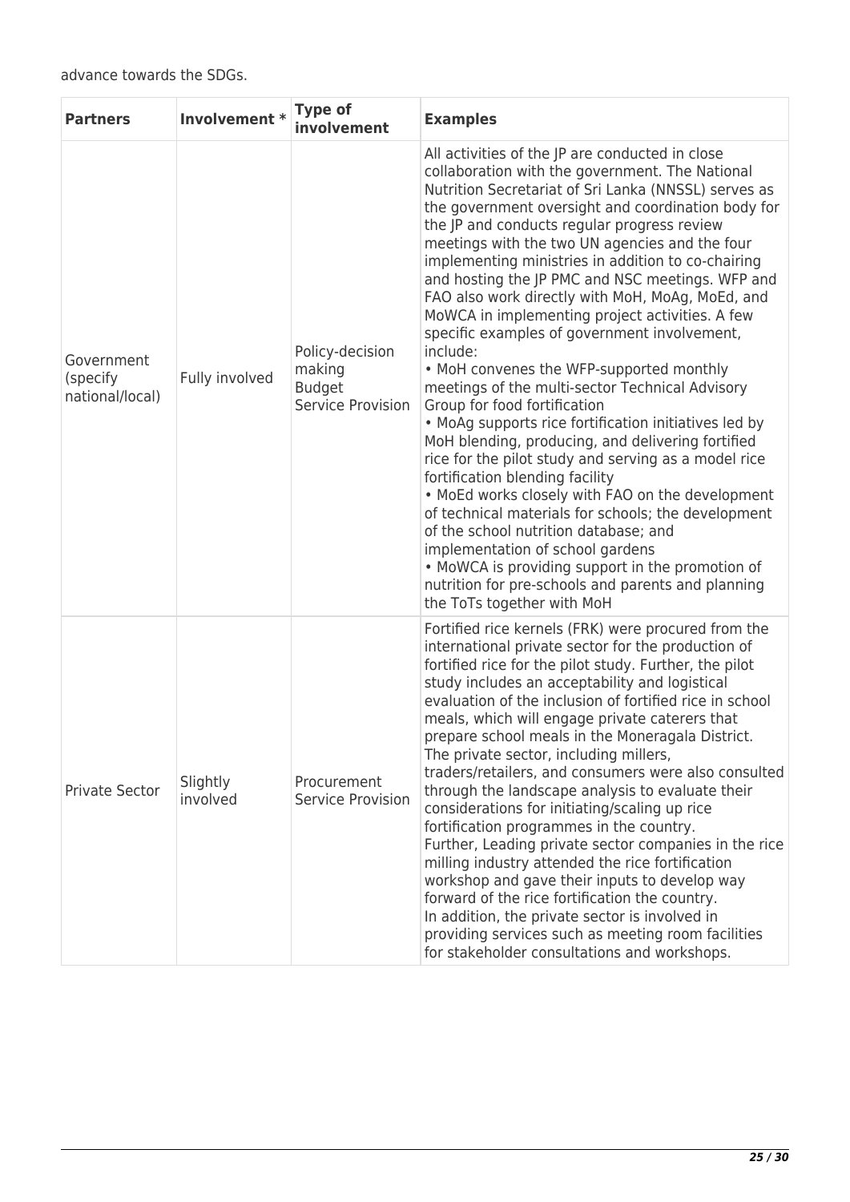advance towards the SDGs.

| Partners | Involvement * | Type of involvement | Examples |
| --- | --- | --- | --- |
| Government (specify national/local) | Fully involved | Policy-decision making<br>Budget<br>Service Provision | All activities of the JP are conducted in close collaboration with the government. The National Nutrition Secretariat of Sri Lanka (NNSSL) serves as the government oversight and coordination body for the JP and conducts regular progress review meetings with the two UN agencies and the four implementing ministries in addition to co-chairing and hosting the JP PMC and NSC meetings. WFP and FAO also work directly with MoH, MoAg, MoEd, and MoWCA in implementing project activities. A few specific examples of government involvement, include:<br>• MoH convenes the WFP-supported monthly meetings of the multi-sector Technical Advisory Group for food fortification<br>• MoAg supports rice fortification initiatives led by MoH blending, producing, and delivering fortified rice for the pilot study and serving as a model rice fortification blending facility<br>• MoEd works closely with FAO on the development of technical materials for schools; the development of the school nutrition database; and implementation of school gardens<br>• MoWCA is providing support in the promotion of nutrition for pre-schools and parents and planning the ToTs together with MoH |
| Private Sector | Slightly involved | Procurement<br>Service Provision | Fortified rice kernels (FRK) were procured from the international private sector for the production of fortified rice for the pilot study. Further, the pilot study includes an acceptability and logistical evaluation of the inclusion of fortified rice in school meals, which will engage private caterers that prepare school meals in the Moneragala District. The private sector, including millers, traders/retailers, and consumers were also consulted through the landscape analysis to evaluate their considerations for initiating/scaling up rice fortification programmes in the country.<br>Further, Leading private sector companies in the rice milling industry attended the rice fortification workshop and gave their inputs to develop way forward of the rice fortification the country.<br>In addition, the private sector is involved in providing services such as meeting room facilities for stakeholder consultations and workshops. |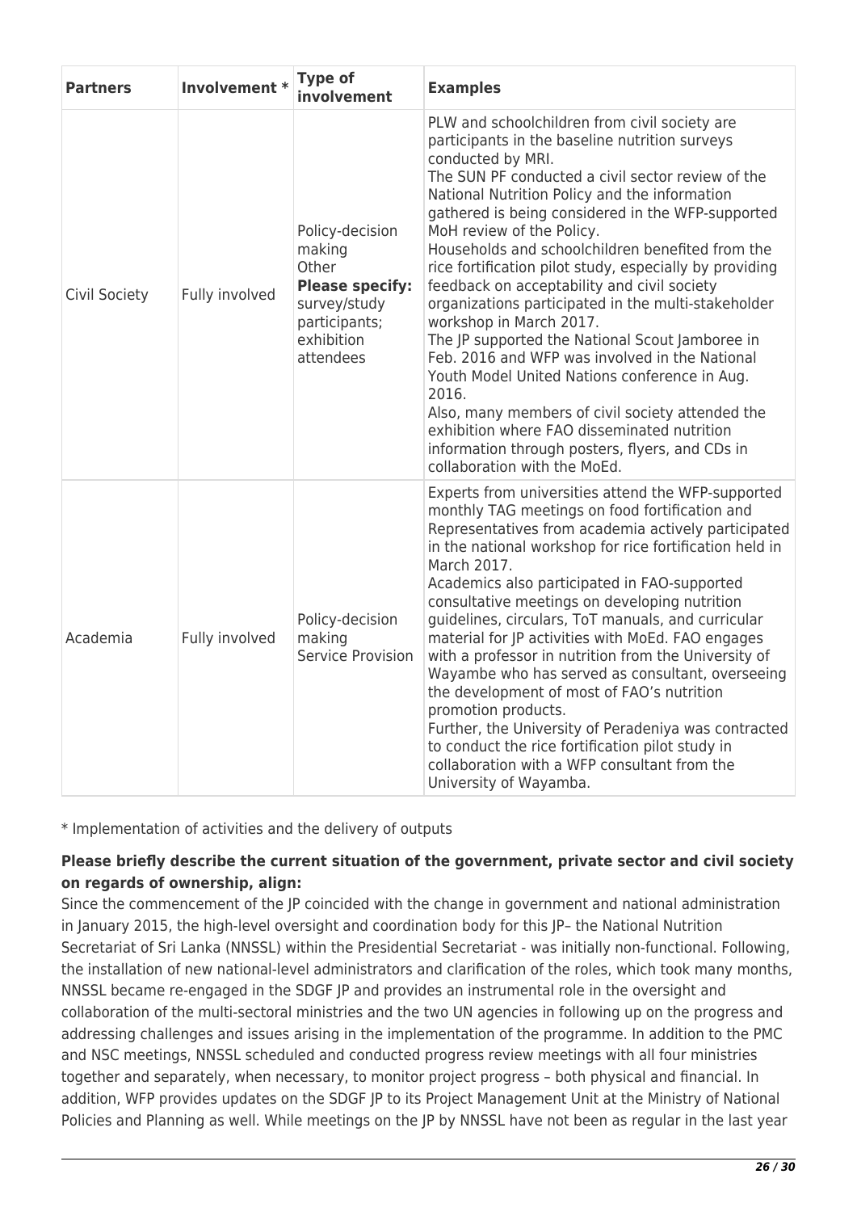| Partners | Involvement * | Type of involvement | Examples |
|---|---|---|---|
| Civil Society | Fully involved | Policy-decision making<br>Other<br>**Please specify:** survey/study participants; exhibition attendees | PLW and schoolchildren from civil society are participants in the baseline nutrition surveys conducted by MRI.<br>The SUN PF conducted a civil sector review of the National Nutrition Policy and the information gathered is being considered in the WFP-supported MoH review of the Policy.<br>Households and schoolchildren benefited from the rice fortification pilot study, especially by providing feedback on acceptability and civil society organizations participated in the multi-stakeholder workshop in March 2017.<br>The JP supported the National Scout Jamboree in Feb. 2016 and WFP was involved in the National Youth Model United Nations conference in Aug. 2016.<br>Also, many members of civil society attended the exhibition where FAO disseminated nutrition information through posters, flyers, and CDs in collaboration with the MoEd. |
| Academia | Fully involved | Policy-decision making<br>Service Provision | Experts from universities attend the WFP-supported monthly TAG meetings on food fortification and Representatives from academia actively participated in the national workshop for rice fortification held in March 2017.<br>Academics also participated in FAO-supported consultative meetings on developing nutrition guidelines, circulars, ToT manuals, and curricular material for JP activities with MoEd. FAO engages with a professor in nutrition from the University of Wayambe who has served as consultant, overseeing the development of most of FAO's nutrition promotion products.<br>Further, the University of Peradeniya was contracted to conduct the rice fortification pilot study in collaboration with a WFP consultant from the University of Wayamba. |

* Implementation of activities and the delivery of outputs

**Please briefly describe the current situation of the government, private sector and civil society on regards of ownership, align:**

Since the commencement of the JP coincided with the change in government and national administration in January 2015, the high-level oversight and coordination body for this JP– the National Nutrition Secretariat of Sri Lanka (NNSSL) within the Presidential Secretariat - was initially non-functional. Following, the installation of new national-level administrators and clarification of the roles, which took many months, NNSSL became re-engaged in the SDGF JP and provides an instrumental role in the oversight and collaboration of the multi-sectoral ministries and the two UN agencies in following up on the progress and addressing challenges and issues arising in the implementation of the programme. In addition to the PMC and NSC meetings, NNSSL scheduled and conducted progress review meetings with all four ministries together and separately, when necessary, to monitor project progress – both physical and financial. In addition, WFP provides updates on the SDGF JP to its Project Management Unit at the Ministry of National Policies and Planning as well. While meetings on the JP by NNSSL have not been as regular in the last year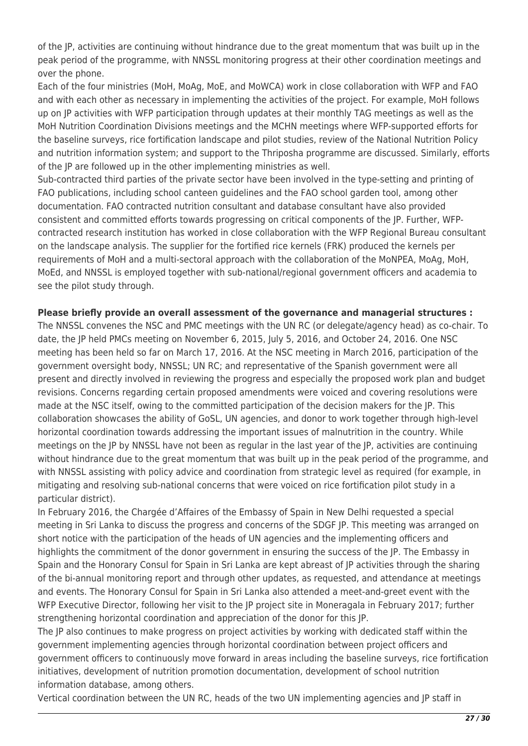of the JP, activities are continuing without hindrance due to the great momentum that was built up in the peak period of the programme, with NNSSL monitoring progress at their other coordination meetings and over the phone.

Each of the four ministries (MoH, MoAg, MoE, and MoWCA) work in close collaboration with WFP and FAO and with each other as necessary in implementing the activities of the project. For example, MoH follows up on JP activities with WFP participation through updates at their monthly TAG meetings as well as the MoH Nutrition Coordination Divisions meetings and the MCHN meetings where WFP-supported efforts for the baseline surveys, rice fortification landscape and pilot studies, review of the National Nutrition Policy and nutrition information system; and support to the Thriposha programme are discussed. Similarly, efforts of the JP are followed up in the other implementing ministries as well.

Sub-contracted third parties of the private sector have been involved in the type-setting and printing of FAO publications, including school canteen guidelines and the FAO school garden tool, among other documentation. FAO contracted nutrition consultant and database consultant have also provided consistent and committed efforts towards progressing on critical components of the JP. Further, WFP-contracted research institution has worked in close collaboration with the WFP Regional Bureau consultant on the landscape analysis. The supplier for the fortified rice kernels (FRK) produced the kernels per requirements of MoH and a multi-sectoral approach with the collaboration of the MoNPEA, MoAg, MoH, MoEd, and NNSSL is employed together with sub-national/regional government officers and academia to see the pilot study through.

**Please briefly provide an overall assessment of the governance and managerial structures :**

The NNSSL convenes the NSC and PMC meetings with the UN RC (or delegate/agency head) as co-chair. To date, the JP held PMCs meeting on November 6, 2015, July 5, 2016, and October 24, 2016. One NSC meeting has been held so far on March 17, 2016. At the NSC meeting in March 2016, participation of the government oversight body, NNSSL; UN RC; and representative of the Spanish government were all present and directly involved in reviewing the progress and especially the proposed work plan and budget revisions. Concerns regarding certain proposed amendments were voiced and covering resolutions were made at the NSC itself, owing to the committed participation of the decision makers for the JP. This collaboration showcases the ability of GoSL, UN agencies, and donor to work together through high-level horizontal coordination towards addressing the important issues of malnutrition in the country. While meetings on the JP by NNSSL have not been as regular in the last year of the JP, activities are continuing without hindrance due to the great momentum that was built up in the peak period of the programme, and with NNSSL assisting with policy advice and coordination from strategic level as required (for example, in mitigating and resolving sub-national concerns that were voiced on rice fortification pilot study in a particular district).

In February 2016, the Chargée d'Affaires of the Embassy of Spain in New Delhi requested a special meeting in Sri Lanka to discuss the progress and concerns of the SDGF JP. This meeting was arranged on short notice with the participation of the heads of UN agencies and the implementing officers and highlights the commitment of the donor government in ensuring the success of the JP. The Embassy in Spain and the Honorary Consul for Spain in Sri Lanka are kept abreast of JP activities through the sharing of the bi-annual monitoring report and through other updates, as requested, and attendance at meetings and events. The Honorary Consul for Spain in Sri Lanka also attended a meet-and-greet event with the WFP Executive Director, following her visit to the JP project site in Moneragala in February 2017; further strengthening horizontal coordination and appreciation of the donor for this JP.

The JP also continues to make progress on project activities by working with dedicated staff within the government implementing agencies through horizontal coordination between project officers and government officers to continuously move forward in areas including the baseline surveys, rice fortification initiatives, development of nutrition promotion documentation, development of school nutrition information database, among others.

Vertical coordination between the UN RC, heads of the two UN implementing agencies and JP staff in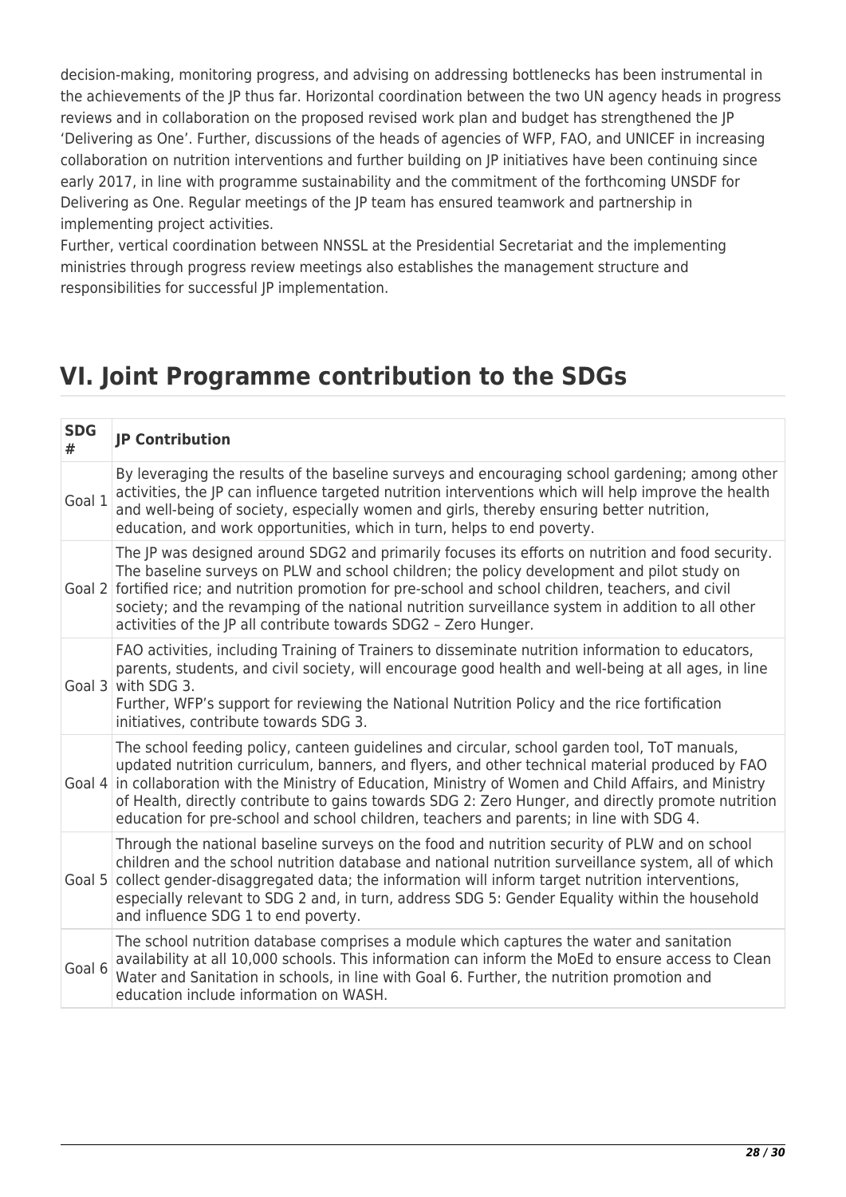decision-making, monitoring progress, and advising on addressing bottlenecks has been instrumental in the achievements of the JP thus far. Horizontal coordination between the two UN agency heads in progress reviews and in collaboration on the proposed revised work plan and budget has strengthened the JP 'Delivering as One'. Further, discussions of the heads of agencies of WFP, FAO, and UNICEF in increasing collaboration on nutrition interventions and further building on JP initiatives have been continuing since early 2017, in line with programme sustainability and the commitment of the forthcoming UNSDF for Delivering as One. Regular meetings of the JP team has ensured teamwork and partnership in implementing project activities.
Further, vertical coordination between NNSSL at the Presidential Secretariat and the implementing ministries through progress review meetings also establishes the management structure and responsibilities for successful JP implementation.

# VI. Joint Programme contribution to the SDGs

| SDG # | JP Contribution |
|---|---|
| Goal 1 | By leveraging the results of the baseline surveys and encouraging school gardening; among other activities, the JP can influence targeted nutrition interventions which will help improve the health and well-being of society, especially women and girls, thereby ensuring better nutrition, education, and work opportunities, which in turn, helps to end poverty. |
| Goal 2 | The JP was designed around SDG2 and primarily focuses its efforts on nutrition and food security. The baseline surveys on PLW and school children; the policy development and pilot study on fortified rice; and nutrition promotion for pre-school and school children, teachers, and civil society; and the revamping of the national nutrition surveillance system in addition to all other activities of the JP all contribute towards SDG2 – Zero Hunger. |
| Goal 3 | FAO activities, including Training of Trainers to disseminate nutrition information to educators, parents, students, and civil society, will encourage good health and well-being at all ages, in line with SDG 3.<br>Further, WFP's support for reviewing the National Nutrition Policy and the rice fortification initiatives, contribute towards SDG 3. |
| Goal 4 | The school feeding policy, canteen guidelines and circular, school garden tool, ToT manuals, updated nutrition curriculum, banners, and flyers, and other technical material produced by FAO in collaboration with the Ministry of Education, Ministry of Women and Child Affairs, and Ministry of Health, directly contribute to gains towards SDG 2: Zero Hunger, and directly promote nutrition education for pre-school and school children, teachers and parents; in line with SDG 4. |
| Goal 5 | Through the national baseline surveys on the food and nutrition security of PLW and on school children and the school nutrition database and national nutrition surveillance system, all of which collect gender-disaggregated data; the information will inform target nutrition interventions, especially relevant to SDG 2 and, in turn, address SDG 5: Gender Equality within the household and influence SDG 1 to end poverty. |
| Goal 6 | The school nutrition database comprises a module which captures the water and sanitation availability at all 10,000 schools. This information can inform the MoEd to ensure access to Clean Water and Sanitation in schools, in line with Goal 6. Further, the nutrition promotion and education include information on WASH. |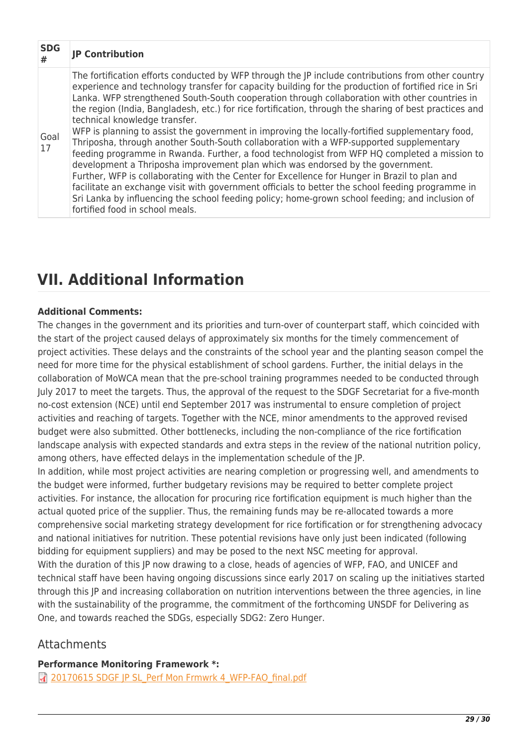| SDG # | JP Contribution |
|---|---|
| Goal 17 | The fortification efforts conducted by WFP through the JP include contributions from other country experience and technology transfer for capacity building for the production of fortified rice in Sri Lanka. WFP strengthened South-South cooperation through collaboration with other countries in the region (India, Bangladesh, etc.) for rice fortification, through the sharing of best practices and technical knowledge transfer.<br>WFP is planning to assist the government in improving the locally-fortified supplementary food, Thriposha, through another South-South collaboration with a WFP-supported supplementary feeding programme in Rwanda. Further, a food technologist from WFP HQ completed a mission to development a Thriposha improvement plan which was endorsed by the government.<br>Further, WFP is collaborating with the Center for Excellence for Hunger in Brazil to plan and facilitate an exchange visit with government officials to better the school feeding programme in Sri Lanka by influencing the school feeding policy; home-grown school feeding; and inclusion of fortified food in school meals. |

# VII. Additional Information

**Additional Comments:**

The changes in the government and its priorities and turn-over of counterpart staff, which coincided with the start of the project caused delays of approximately six months for the timely commencement of project activities. These delays and the constraints of the school year and the planting season compel the need for more time for the physical establishment of school gardens. Further, the initial delays in the collaboration of MoWCA mean that the pre-school training programmes needed to be conducted through July 2017 to meet the targets. Thus, the approval of the request to the SDGF Secretariat for a five-month no-cost extension (NCE) until end September 2017 was instrumental to ensure completion of project activities and reaching of targets. Together with the NCE, minor amendments to the approved revised budget were also submitted. Other bottlenecks, including the non-compliance of the rice fortification landscape analysis with expected standards and extra steps in the review of the national nutrition policy, among others, have effected delays in the implementation schedule of the JP.

In addition, while most project activities are nearing completion or progressing well, and amendments to the budget were informed, further budgetary revisions may be required to better complete project activities. For instance, the allocation for procuring rice fortification equipment is much higher than the actual quoted price of the supplier. Thus, the remaining funds may be re-allocated towards a more comprehensive social marketing strategy development for rice fortification or for strengthening advocacy and national initiatives for nutrition. These potential revisions have only just been indicated (following bidding for equipment suppliers) and may be posed to the next NSC meeting for approval.

With the duration of this JP now drawing to a close, heads of agencies of WFP, FAO, and UNICEF and technical staff have been having ongoing discussions since early 2017 on scaling up the initiatives started through this JP and increasing collaboration on nutrition interventions between the three agencies, in line with the sustainability of the programme, the commitment of the forthcoming UNSDF for Delivering as One, and towards reached the SDGs, especially SDG2: Zero Hunger.

## Attachments

**Performance Monitoring Framework *:**

20170615 SDGF JP SL_Perf Mon Frmwrk 4_WFP-FAO_final.pdf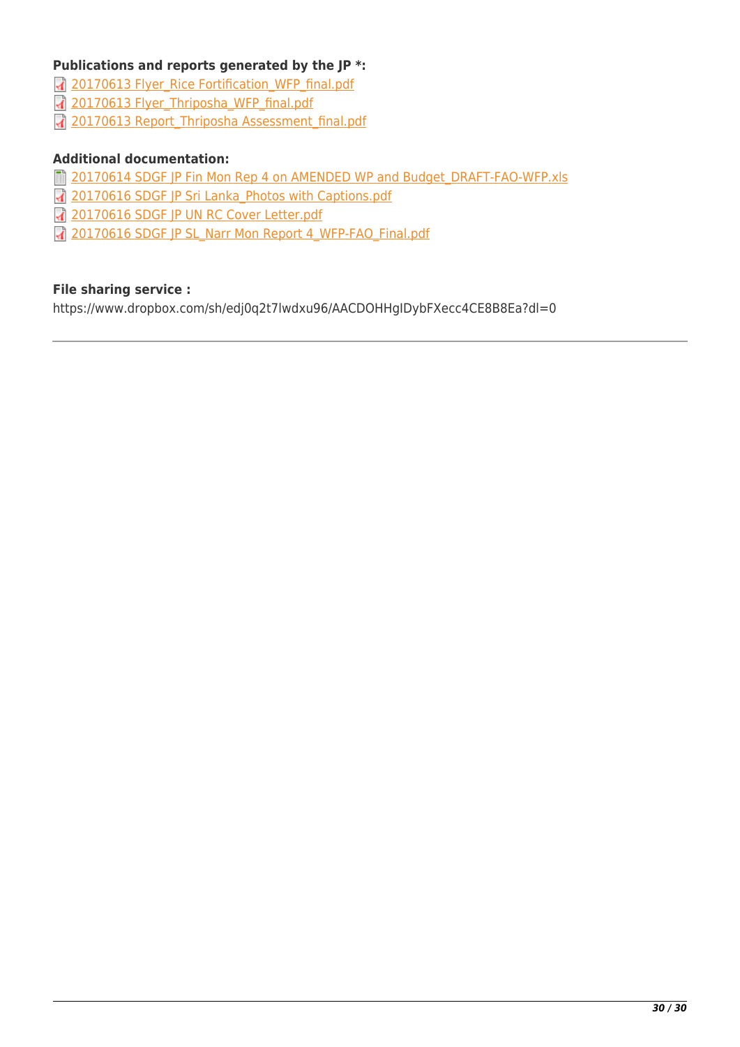**Publications and reports generated by the JP *:**

- 20170613 Flyer_Rice Fortification_WFP_final.pdf
- 20170613 Flyer_Thriposha_WFP_final.pdf
- 20170613 Report_Thriposha Assessment_final.pdf

**Additional documentation:**

- 20170614 SDGF JP Fin Mon Rep 4 on AMENDED WP and Budget_DRAFT-FAO-WFP.xls
- 20170616 SDGF JP Sri Lanka_Photos with Captions.pdf
- 20170616 SDGF JP UN RC Cover Letter.pdf
- 20170616 SDGF JP SL_Narr Mon Report 4_WFP-FAO_Final.pdf

**File sharing service :**

https://www.dropbox.com/sh/edj0q2t7lwdxu96/AACDOHHgIDybFXecc4CE8B8Ea?dl=0